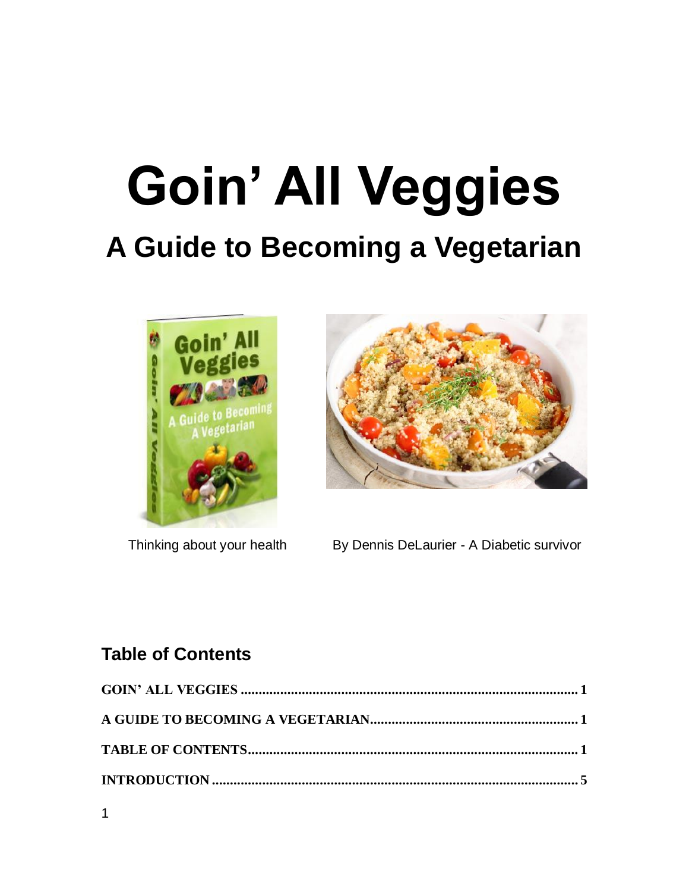# Goin' All Veggies

## A Guide to Becoming a Vegetarian

Thinking about your health

By Dennis DeLaurier - A Diabetic survivor

### Table of Contents

**GOIN' ALL VEGGIES ............................................................................................ 1**

**A GUIDE TO BECOMING A VEGETARIAN.......................................................... 1**

**TABLE OF CONTENTS........................................................................................... 1**

**INTRODUCTION..................................................................................................... 5**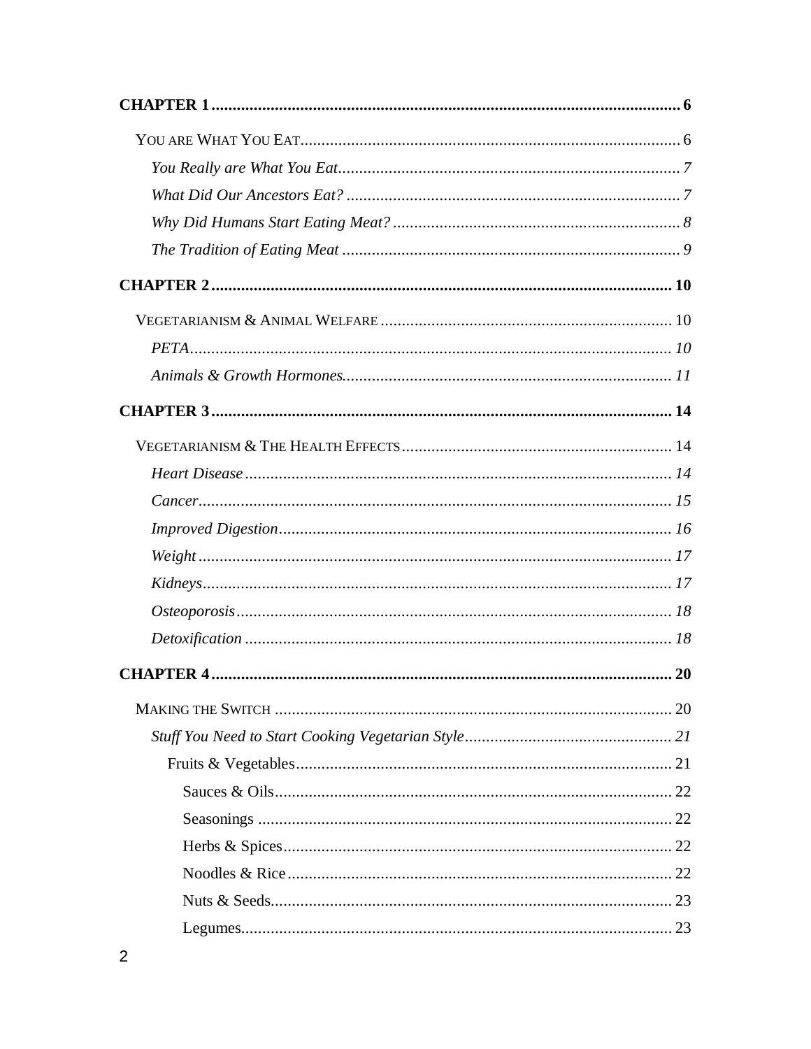**CHAPTER 1** .......... **6**

YOU ARE WHAT YOU EAT .......... 6

*You Really are What You Eat* .......... *7*

*What Did Our Ancestors Eat?* .......... *7*

*Why Did Humans Start Eating Meat?* .......... *8*

*The Tradition of Eating Meat* .......... *9*

**CHAPTER 2** .......... **10**

VEGETARIANISM & ANIMAL WELFARE .......... 10

*PETA* .......... *10*

*Animals & Growth Hormones* .......... *11*

**CHAPTER 3** .......... **14**

VEGETARIANISM & THE HEALTH EFFECTS .......... 14

*Heart Disease* .......... *14*

*Cancer* .......... *15*

*Improved Digestion* .......... *16*

*Weight* .......... *17*

*Kidneys* .......... *17*

*Osteoporosis* .......... *18*

*Detoxification* .......... *18*

**CHAPTER 4** .......... **20**

MAKING THE SWITCH .......... 20

*Stuff You Need to Start Cooking Vegetarian Style* .......... *21*

Fruits & Vegetables .......... 21

Sauces & Oils .......... 22

Seasonings .......... 22

Herbs & Spices .......... 22

Noodles & Rice .......... 22

Nuts & Seeds .......... 23

Legumes .......... 23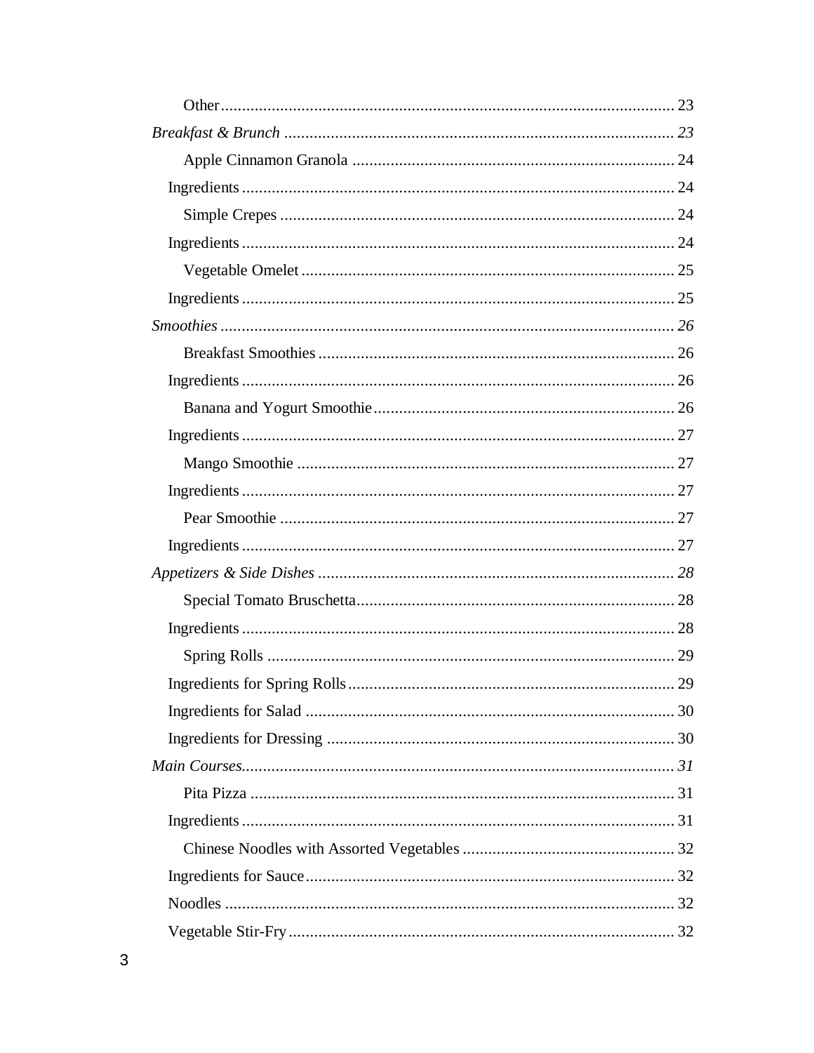Other .......... 23

*Breakfast & Brunch .......... 23*

Apple Cinnamon Granola .......... 24

Ingredients .......... 24

Simple Crepes .......... 24

Ingredients .......... 24

Vegetable Omelet .......... 25

Ingredients .......... 25

*Smoothies .......... 26*

Breakfast Smoothies .......... 26

Ingredients .......... 26

Banana and Yogurt Smoothie .......... 26

Ingredients .......... 27

Mango Smoothie .......... 27

Ingredients .......... 27

Pear Smoothie .......... 27

Ingredients .......... 27

*Appetizers & Side Dishes .......... 28*

Special Tomato Bruschetta .......... 28

Ingredients .......... 28

Spring Rolls .......... 29

Ingredients for Spring Rolls .......... 29

Ingredients for Salad .......... 30

Ingredients for Dressing .......... 30

*Main Courses .......... 31*

Pita Pizza .......... 31

Ingredients .......... 31

Chinese Noodles with Assorted Vegetables .......... 32

Ingredients for Sauce .......... 32

Noodles .......... 32

Vegetable Stir-Fry .......... 32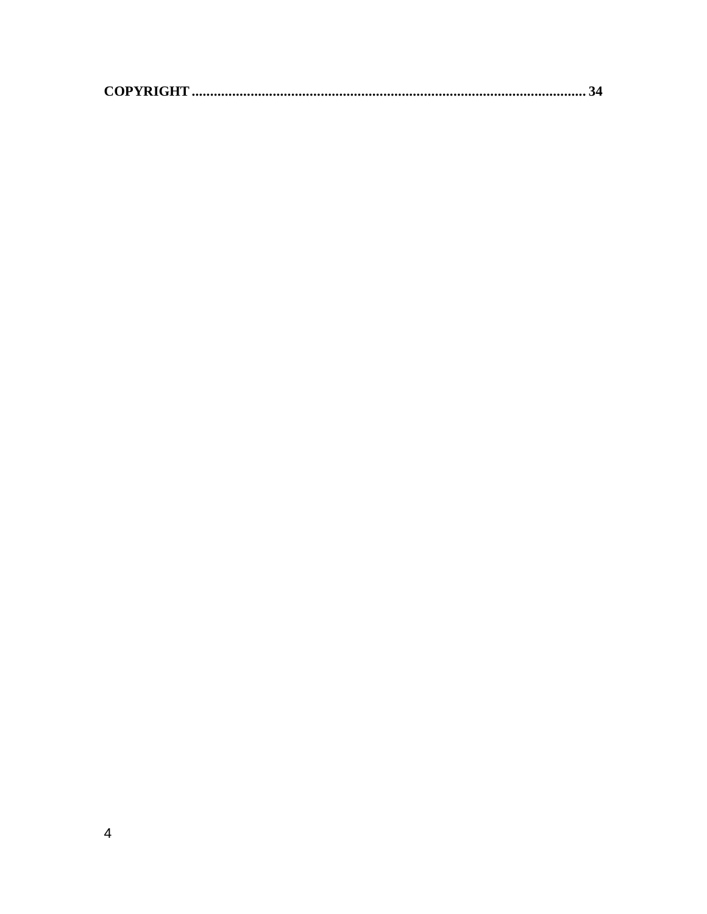**COPYRIGHT ........................................................................................................... 34**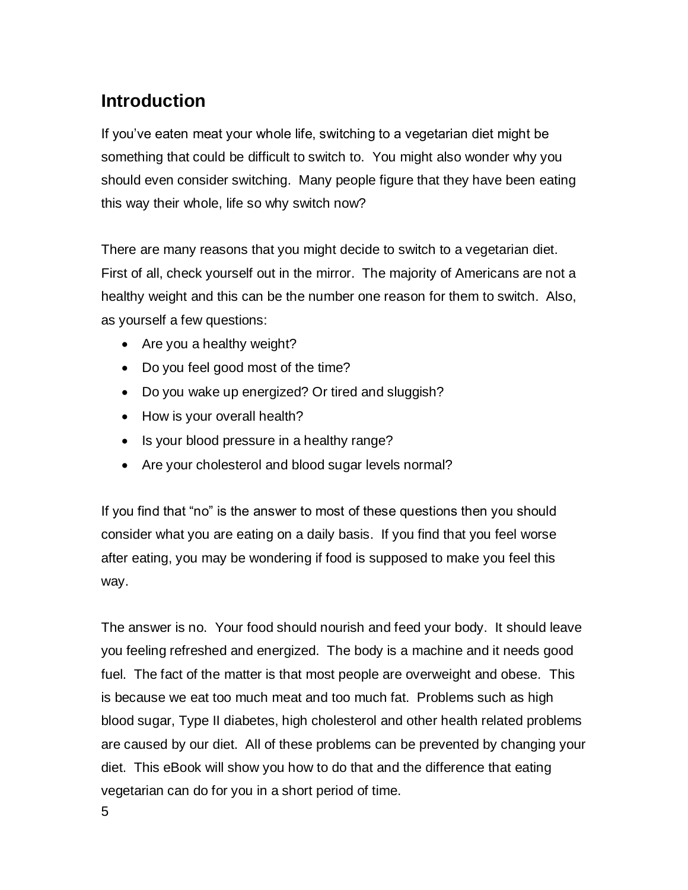## Introduction

If you've eaten meat your whole life, switching to a vegetarian diet might be something that could be difficult to switch to. You might also wonder why you should even consider switching. Many people figure that they have been eating this way their whole, life so why switch now?

There are many reasons that you might decide to switch to a vegetarian diet. First of all, check yourself out in the mirror. The majority of Americans are not a healthy weight and this can be the number one reason for them to switch. Also, as yourself a few questions:

- Are you a healthy weight?
- Do you feel good most of the time?
- Do you wake up energized? Or tired and sluggish?
- How is your overall health?
- Is your blood pressure in a healthy range?
- Are your cholesterol and blood sugar levels normal?

If you find that "no" is the answer to most of these questions then you should consider what you are eating on a daily basis. If you find that you feel worse after eating, you may be wondering if food is supposed to make you feel this way.

The answer is no. Your food should nourish and feed your body. It should leave you feeling refreshed and energized. The body is a machine and it needs good fuel. The fact of the matter is that most people are overweight and obese. This is because we eat too much meat and too much fat. Problems such as high blood sugar, Type II diabetes, high cholesterol and other health related problems are caused by our diet. All of these problems can be prevented by changing your diet. This eBook will show you how to do that and the difference that eating vegetarian can do for you in a short period of time.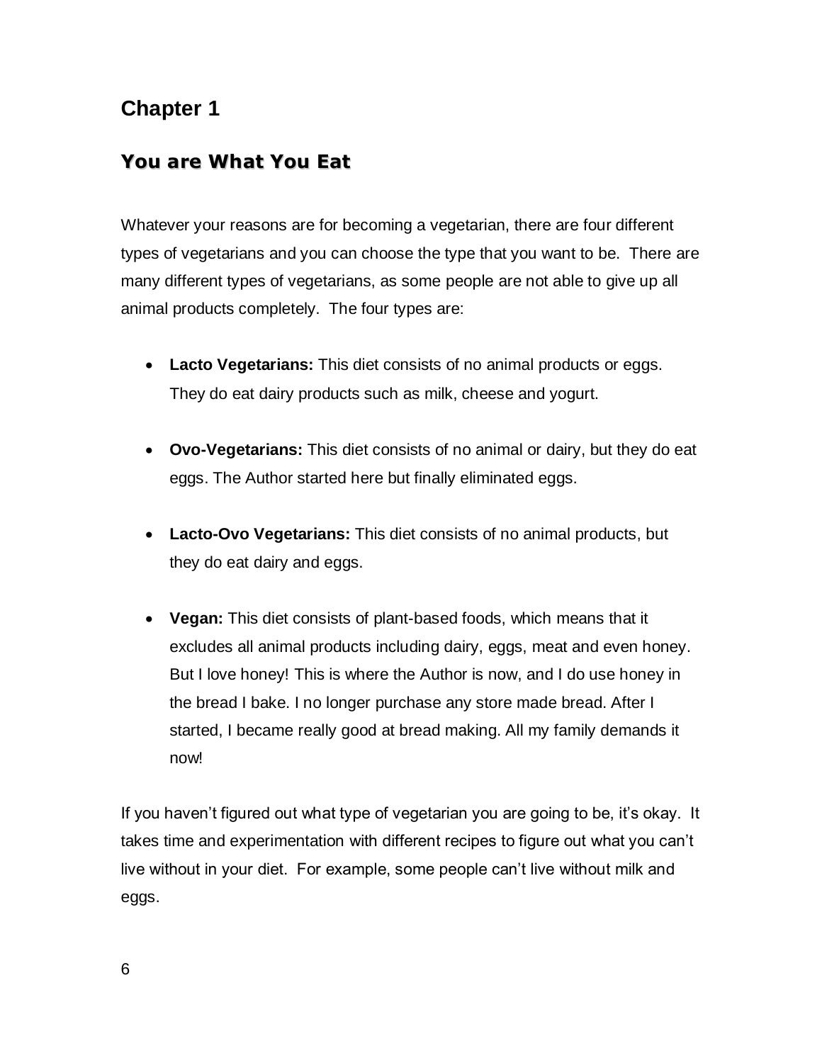# Chapter 1

## You are What You Eat

Whatever your reasons are for becoming a vegetarian, there are four different types of vegetarians and you can choose the type that you want to be. There are many different types of vegetarians, as some people are not able to give up all animal products completely. The four types are:

- **Lacto Vegetarians:** This diet consists of no animal products or eggs. They do eat dairy products such as milk, cheese and yogurt.
- **Ovo-Vegetarians:** This diet consists of no animal or dairy, but they do eat eggs. The Author started here but finally eliminated eggs.
- **Lacto-Ovo Vegetarians:** This diet consists of no animal products, but they do eat dairy and eggs.
- **Vegan:** This diet consists of plant-based foods, which means that it excludes all animal products including dairy, eggs, meat and even honey. But I love honey! This is where the Author is now, and I do use honey in the bread I bake. I no longer purchase any store made bread. After I started, I became really good at bread making. All my family demands it now!

If you haven't figured out what type of vegetarian you are going to be, it's okay. It takes time and experimentation with different recipes to figure out what you can't live without in your diet. For example, some people can't live without milk and eggs.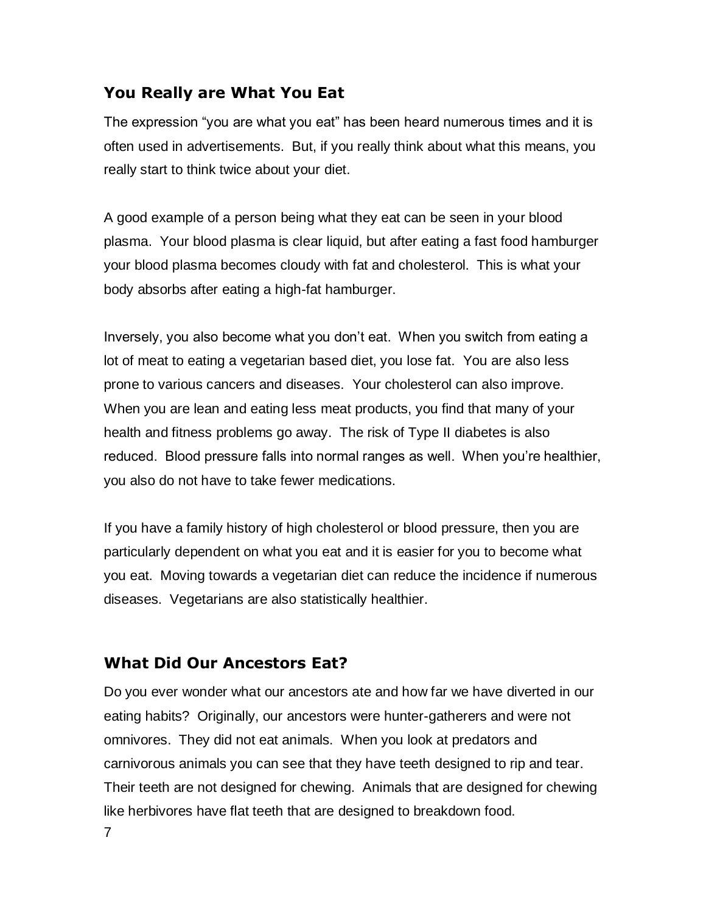## You Really are What You Eat

The expression "you are what you eat" has been heard numerous times and it is often used in advertisements. But, if you really think about what this means, you really start to think twice about your diet.

A good example of a person being what they eat can be seen in your blood plasma. Your blood plasma is clear liquid, but after eating a fast food hamburger your blood plasma becomes cloudy with fat and cholesterol. This is what your body absorbs after eating a high-fat hamburger.

Inversely, you also become what you don't eat. When you switch from eating a lot of meat to eating a vegetarian based diet, you lose fat. You are also less prone to various cancers and diseases. Your cholesterol can also improve. When you are lean and eating less meat products, you find that many of your health and fitness problems go away. The risk of Type II diabetes is also reduced. Blood pressure falls into normal ranges as well. When you're healthier, you also do not have to take fewer medications.

If you have a family history of high cholesterol or blood pressure, then you are particularly dependent on what you eat and it is easier for you to become what you eat. Moving towards a vegetarian diet can reduce the incidence if numerous diseases. Vegetarians are also statistically healthier.

## What Did Our Ancestors Eat?

Do you ever wonder what our ancestors ate and how far we have diverted in our eating habits? Originally, our ancestors were hunter-gatherers and were not omnivores. They did not eat animals. When you look at predators and carnivorous animals you can see that they have teeth designed to rip and tear. Their teeth are not designed for chewing. Animals that are designed for chewing like herbivores have flat teeth that are designed to breakdown food.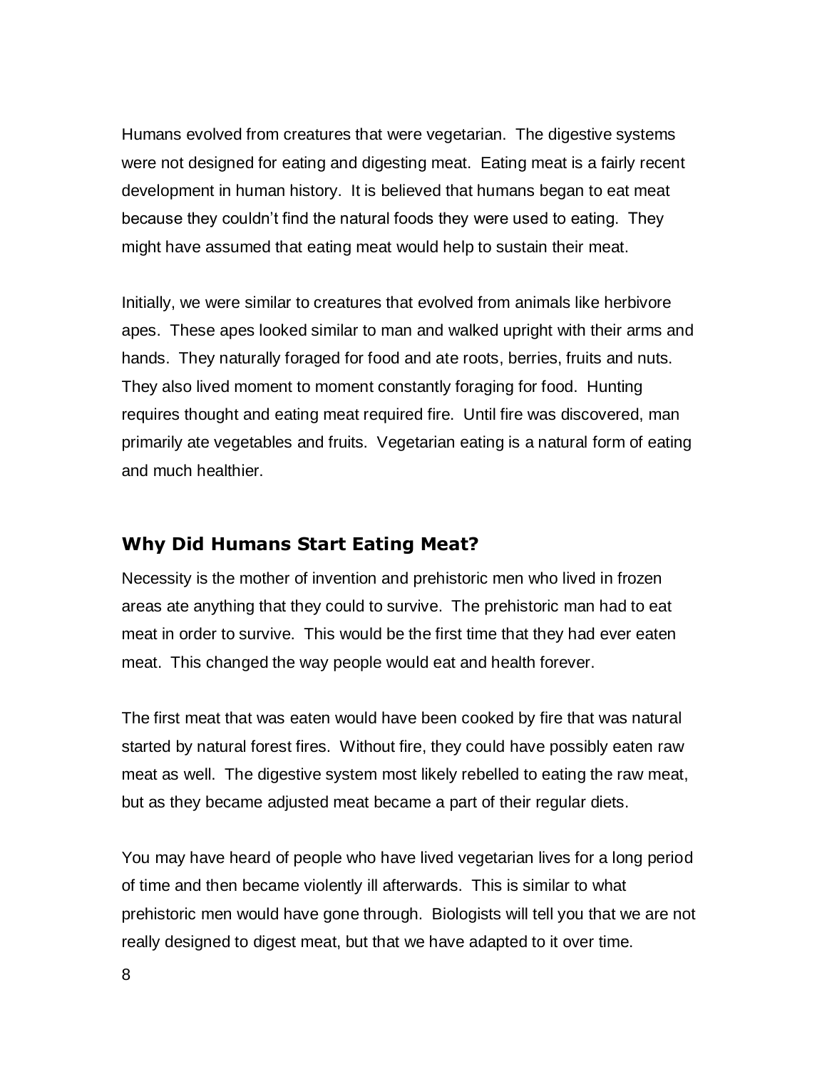Humans evolved from creatures that were vegetarian. The digestive systems were not designed for eating and digesting meat. Eating meat is a fairly recent development in human history. It is believed that humans began to eat meat because they couldn't find the natural foods they were used to eating. They might have assumed that eating meat would help to sustain their meat.

Initially, we were similar to creatures that evolved from animals like herbivore apes. These apes looked similar to man and walked upright with their arms and hands. They naturally foraged for food and ate roots, berries, fruits and nuts. They also lived moment to moment constantly foraging for food. Hunting requires thought and eating meat required fire. Until fire was discovered, man primarily ate vegetables and fruits. Vegetarian eating is a natural form of eating and much healthier.

## Why Did Humans Start Eating Meat?

Necessity is the mother of invention and prehistoric men who lived in frozen areas ate anything that they could to survive. The prehistoric man had to eat meat in order to survive. This would be the first time that they had ever eaten meat. This changed the way people would eat and health forever.

The first meat that was eaten would have been cooked by fire that was natural started by natural forest fires. Without fire, they could have possibly eaten raw meat as well. The digestive system most likely rebelled to eating the raw meat, but as they became adjusted meat became a part of their regular diets.

You may have heard of people who have lived vegetarian lives for a long period of time and then became violently ill afterwards. This is similar to what prehistoric men would have gone through. Biologists will tell you that we are not really designed to digest meat, but that we have adapted to it over time.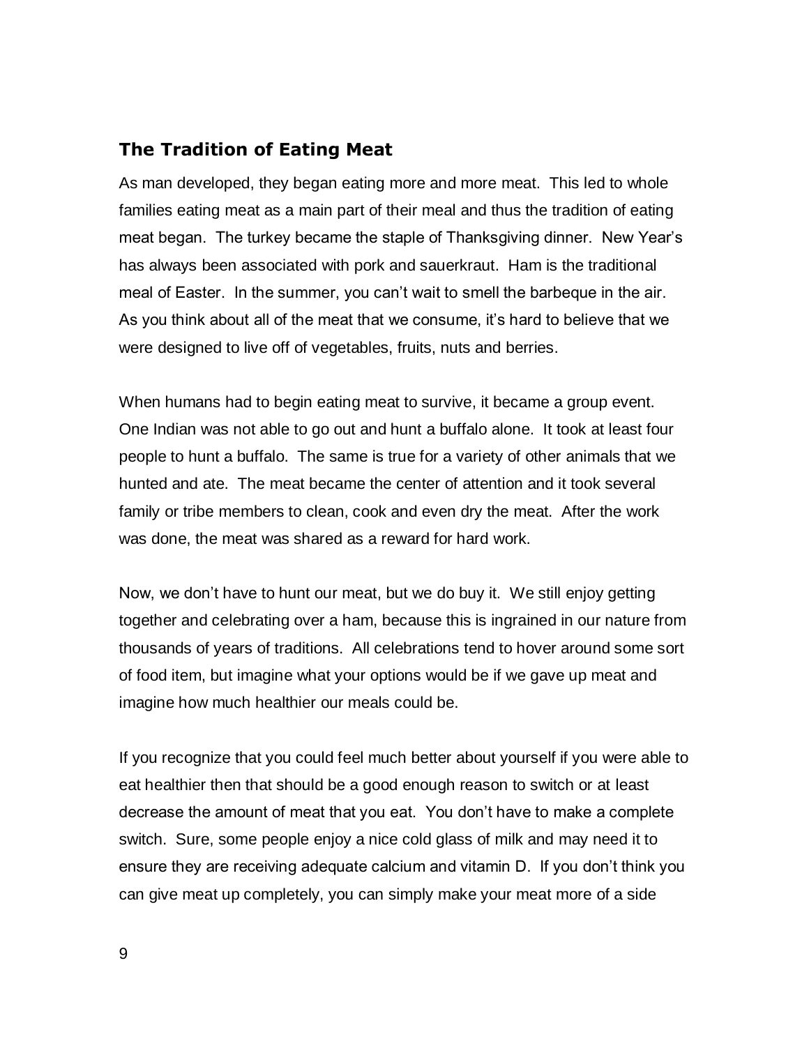## The Tradition of Eating Meat

As man developed, they began eating more and more meat. This led to whole families eating meat as a main part of their meal and thus the tradition of eating meat began. The turkey became the staple of Thanksgiving dinner. New Year's has always been associated with pork and sauerkraut. Ham is the traditional meal of Easter. In the summer, you can't wait to smell the barbeque in the air. As you think about all of the meat that we consume, it's hard to believe that we were designed to live off of vegetables, fruits, nuts and berries.

When humans had to begin eating meat to survive, it became a group event. One Indian was not able to go out and hunt a buffalo alone. It took at least four people to hunt a buffalo. The same is true for a variety of other animals that we hunted and ate. The meat became the center of attention and it took several family or tribe members to clean, cook and even dry the meat. After the work was done, the meat was shared as a reward for hard work.

Now, we don't have to hunt our meat, but we do buy it. We still enjoy getting together and celebrating over a ham, because this is ingrained in our nature from thousands of years of traditions. All celebrations tend to hover around some sort of food item, but imagine what your options would be if we gave up meat and imagine how much healthier our meals could be.

If you recognize that you could feel much better about yourself if you were able to eat healthier then that should be a good enough reason to switch or at least decrease the amount of meat that you eat. You don't have to make a complete switch. Sure, some people enjoy a nice cold glass of milk and may need it to ensure they are receiving adequate calcium and vitamin D. If you don't think you can give meat up completely, you can simply make your meat more of a side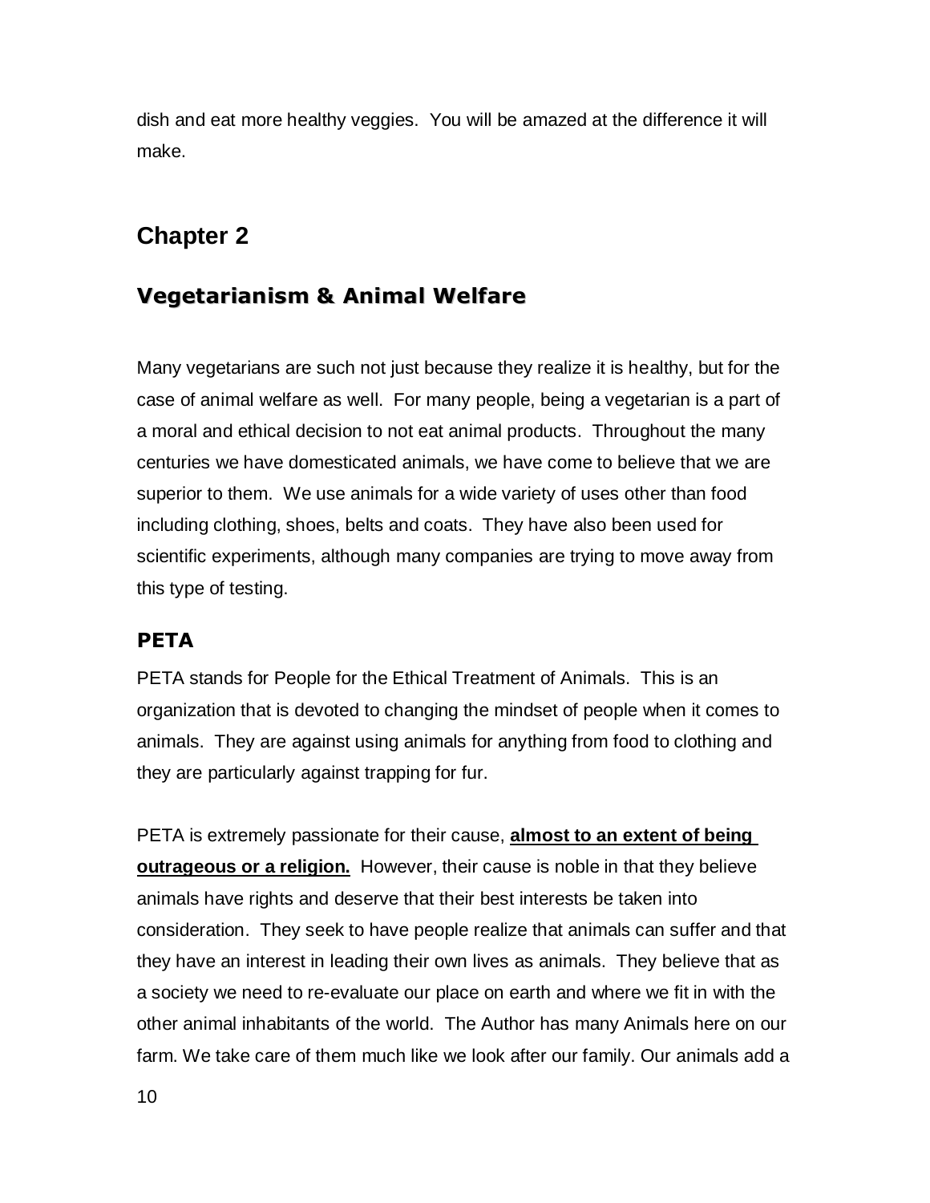dish and eat more healthy veggies. You will be amazed at the difference it will make.

## Chapter 2

### Vegetarianism & Animal Welfare

Many vegetarians are such not just because they realize it is healthy, but for the case of animal welfare as well. For many people, being a vegetarian is a part of a moral and ethical decision to not eat animal products. Throughout the many centuries we have domesticated animals, we have come to believe that we are superior to them. We use animals for a wide variety of uses other than food including clothing, shoes, belts and coats. They have also been used for scientific experiments, although many companies are trying to move away from this type of testing.

#### PETA

PETA stands for People for the Ethical Treatment of Animals. This is an organization that is devoted to changing the mindset of people when it comes to animals. They are against using animals for anything from food to clothing and they are particularly against trapping for fur.

PETA is extremely passionate for their cause, **almost to an extent of being outrageous or a religion.** However, their cause is noble in that they believe animals have rights and deserve that their best interests be taken into consideration. They seek to have people realize that animals can suffer and that they have an interest in leading their own lives as animals. They believe that as a society we need to re-evaluate our place on earth and where we fit in with the other animal inhabitants of the world. The Author has many Animals here on our farm. We take care of them much like we look after our family. Our animals add a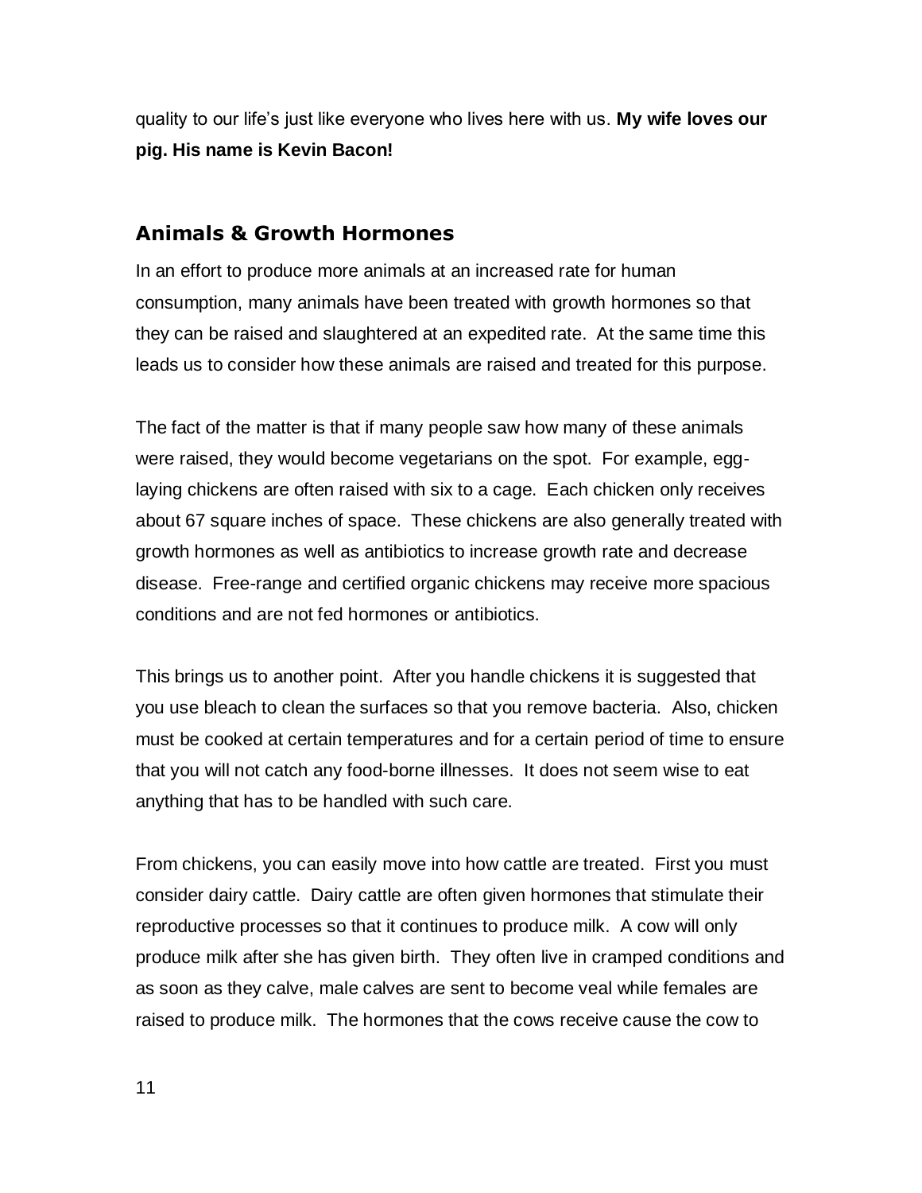quality to our life's just like everyone who lives here with us. **My wife loves our pig. His name is Kevin Bacon!**

## Animals & Growth Hormones

In an effort to produce more animals at an increased rate for human consumption, many animals have been treated with growth hormones so that they can be raised and slaughtered at an expedited rate. At the same time this leads us to consider how these animals are raised and treated for this purpose.

The fact of the matter is that if many people saw how many of these animals were raised, they would become vegetarians on the spot. For example, egg-laying chickens are often raised with six to a cage. Each chicken only receives about 67 square inches of space. These chickens are also generally treated with growth hormones as well as antibiotics to increase growth rate and decrease disease. Free-range and certified organic chickens may receive more spacious conditions and are not fed hormones or antibiotics.

This brings us to another point. After you handle chickens it is suggested that you use bleach to clean the surfaces so that you remove bacteria. Also, chicken must be cooked at certain temperatures and for a certain period of time to ensure that you will not catch any food-borne illnesses. It does not seem wise to eat anything that has to be handled with such care.

From chickens, you can easily move into how cattle are treated. First you must consider dairy cattle. Dairy cattle are often given hormones that stimulate their reproductive processes so that it continues to produce milk. A cow will only produce milk after she has given birth. They often live in cramped conditions and as soon as they calve, male calves are sent to become veal while females are raised to produce milk. The hormones that the cows receive cause the cow to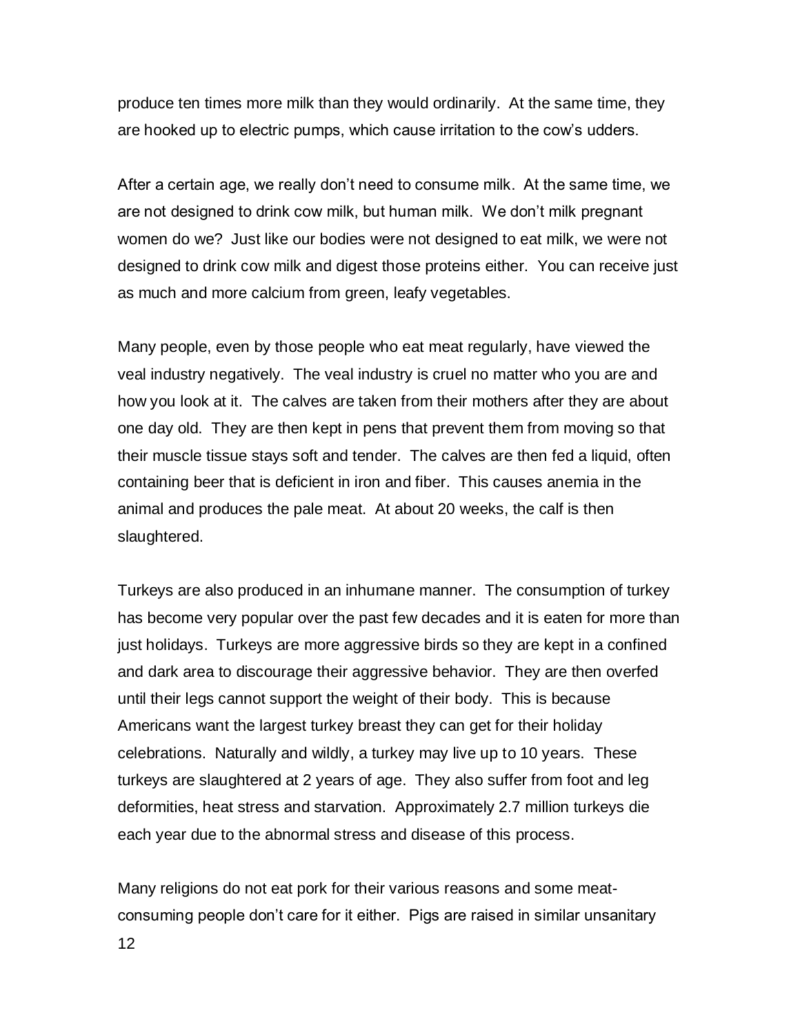produce ten times more milk than they would ordinarily. At the same time, they are hooked up to electric pumps, which cause irritation to the cow's udders.

After a certain age, we really don't need to consume milk. At the same time, we are not designed to drink cow milk, but human milk. We don't milk pregnant women do we? Just like our bodies were not designed to eat milk, we were not designed to drink cow milk and digest those proteins either. You can receive just as much and more calcium from green, leafy vegetables.

Many people, even by those people who eat meat regularly, have viewed the veal industry negatively. The veal industry is cruel no matter who you are and how you look at it. The calves are taken from their mothers after they are about one day old. They are then kept in pens that prevent them from moving so that their muscle tissue stays soft and tender. The calves are then fed a liquid, often containing beer that is deficient in iron and fiber. This causes anemia in the animal and produces the pale meat. At about 20 weeks, the calf is then slaughtered.

Turkeys are also produced in an inhumane manner. The consumption of turkey has become very popular over the past few decades and it is eaten for more than just holidays. Turkeys are more aggressive birds so they are kept in a confined and dark area to discourage their aggressive behavior. They are then overfed until their legs cannot support the weight of their body. This is because Americans want the largest turkey breast they can get for their holiday celebrations. Naturally and wildly, a turkey may live up to 10 years. These turkeys are slaughtered at 2 years of age. They also suffer from foot and leg deformities, heat stress and starvation. Approximately 2.7 million turkeys die each year due to the abnormal stress and disease of this process.

Many religions do not eat pork for their various reasons and some meat-consuming people don't care for it either. Pigs are raised in similar unsanitary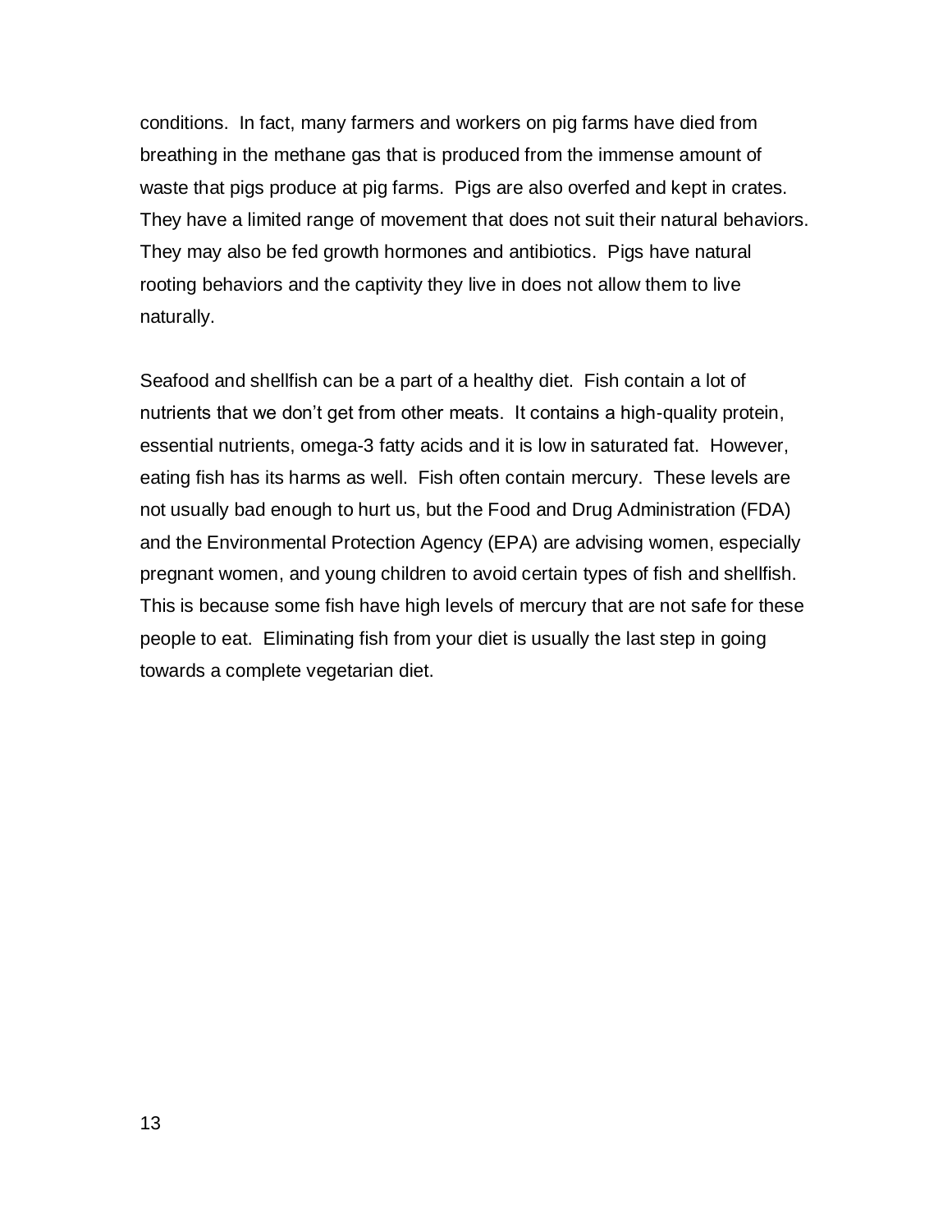conditions. In fact, many farmers and workers on pig farms have died from breathing in the methane gas that is produced from the immense amount of waste that pigs produce at pig farms. Pigs are also overfed and kept in crates. They have a limited range of movement that does not suit their natural behaviors. They may also be fed growth hormones and antibiotics. Pigs have natural rooting behaviors and the captivity they live in does not allow them to live naturally.

Seafood and shellfish can be a part of a healthy diet. Fish contain a lot of nutrients that we don't get from other meats. It contains a high-quality protein, essential nutrients, omega-3 fatty acids and it is low in saturated fat. However, eating fish has its harms as well. Fish often contain mercury. These levels are not usually bad enough to hurt us, but the Food and Drug Administration (FDA) and the Environmental Protection Agency (EPA) are advising women, especially pregnant women, and young children to avoid certain types of fish and shellfish. This is because some fish have high levels of mercury that are not safe for these people to eat. Eliminating fish from your diet is usually the last step in going towards a complete vegetarian diet.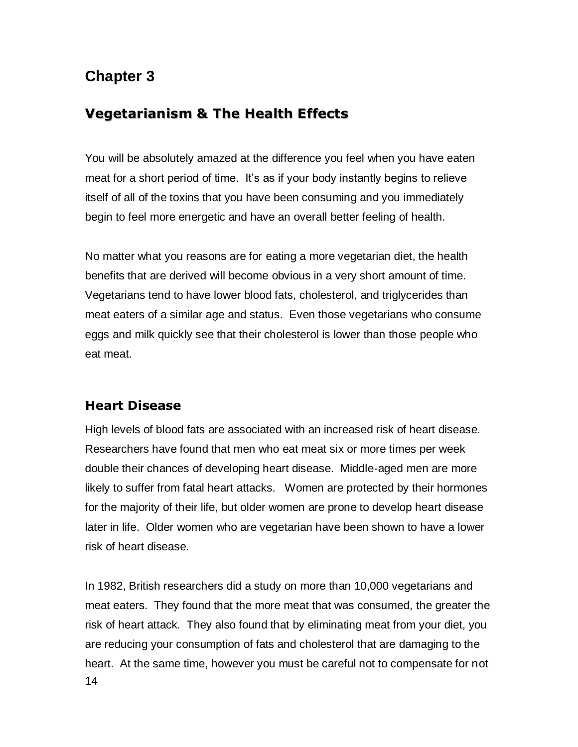## Chapter 3

## Vegetarianism & The Health Effects

You will be absolutely amazed at the difference you feel when you have eaten meat for a short period of time. It's as if your body instantly begins to relieve itself of all of the toxins that you have been consuming and you immediately begin to feel more energetic and have an overall better feeling of health.

No matter what you reasons are for eating a more vegetarian diet, the health benefits that are derived will become obvious in a very short amount of time. Vegetarians tend to have lower blood fats, cholesterol, and triglycerides than meat eaters of a similar age and status. Even those vegetarians who consume eggs and milk quickly see that their cholesterol is lower than those people who eat meat.

### Heart Disease

High levels of blood fats are associated with an increased risk of heart disease. Researchers have found that men who eat meat six or more times per week double their chances of developing heart disease. Middle-aged men are more likely to suffer from fatal heart attacks. Women are protected by their hormones for the majority of their life, but older women are prone to develop heart disease later in life. Older women who are vegetarian have been shown to have a lower risk of heart disease.

In 1982, British researchers did a study on more than 10,000 vegetarians and meat eaters. They found that the more meat that was consumed, the greater the risk of heart attack. They also found that by eliminating meat from your diet, you are reducing your consumption of fats and cholesterol that are damaging to the heart. At the same time, however you must be careful not to compensate for not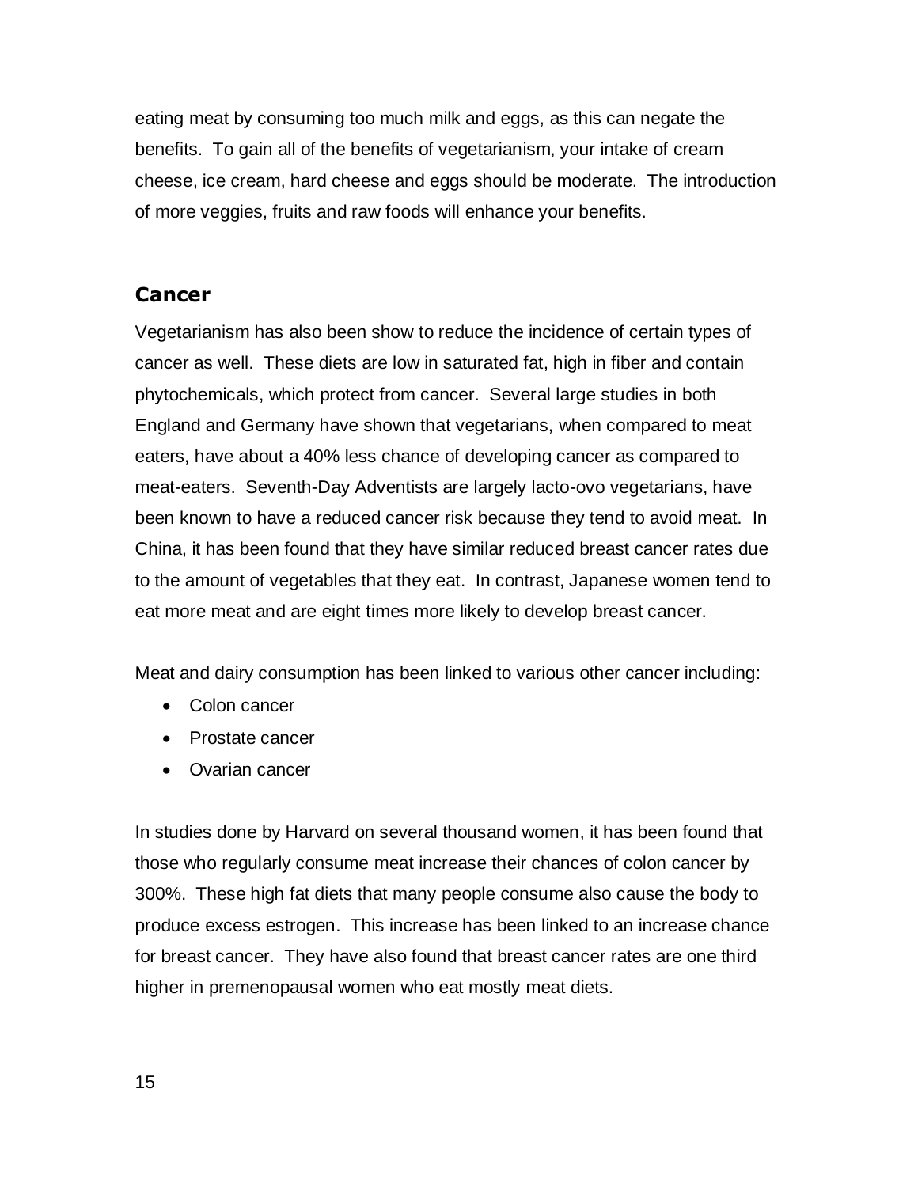eating meat by consuming too much milk and eggs, as this can negate the benefits. To gain all of the benefits of vegetarianism, your intake of cream cheese, ice cream, hard cheese and eggs should be moderate. The introduction of more veggies, fruits and raw foods will enhance your benefits.

## Cancer

Vegetarianism has also been show to reduce the incidence of certain types of cancer as well. These diets are low in saturated fat, high in fiber and contain phytochemicals, which protect from cancer. Several large studies in both England and Germany have shown that vegetarians, when compared to meat eaters, have about a 40% less chance of developing cancer as compared to meat-eaters. Seventh-Day Adventists are largely lacto-ovo vegetarians, have been known to have a reduced cancer risk because they tend to avoid meat. In China, it has been found that they have similar reduced breast cancer rates due to the amount of vegetables that they eat. In contrast, Japanese women tend to eat more meat and are eight times more likely to develop breast cancer.

Meat and dairy consumption has been linked to various other cancer including:

- Colon cancer
- Prostate cancer
- Ovarian cancer

In studies done by Harvard on several thousand women, it has been found that those who regularly consume meat increase their chances of colon cancer by 300%. These high fat diets that many people consume also cause the body to produce excess estrogen. This increase has been linked to an increase chance for breast cancer. They have also found that breast cancer rates are one third higher in premenopausal women who eat mostly meat diets.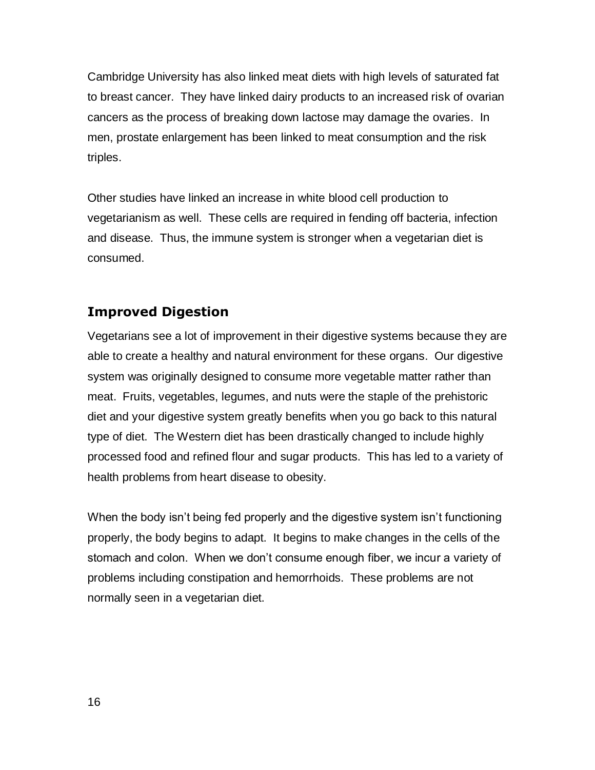Cambridge University has also linked meat diets with high levels of saturated fat to breast cancer. They have linked dairy products to an increased risk of ovarian cancers as the process of breaking down lactose may damage the ovaries. In men, prostate enlargement has been linked to meat consumption and the risk triples.

Other studies have linked an increase in white blood cell production to vegetarianism as well. These cells are required in fending off bacteria, infection and disease. Thus, the immune system is stronger when a vegetarian diet is consumed.

## Improved Digestion

Vegetarians see a lot of improvement in their digestive systems because they are able to create a healthy and natural environment for these organs. Our digestive system was originally designed to consume more vegetable matter rather than meat. Fruits, vegetables, legumes, and nuts were the staple of the prehistoric diet and your digestive system greatly benefits when you go back to this natural type of diet. The Western diet has been drastically changed to include highly processed food and refined flour and sugar products. This has led to a variety of health problems from heart disease to obesity.

When the body isn't being fed properly and the digestive system isn't functioning properly, the body begins to adapt. It begins to make changes in the cells of the stomach and colon. When we don't consume enough fiber, we incur a variety of problems including constipation and hemorrhoids. These problems are not normally seen in a vegetarian diet.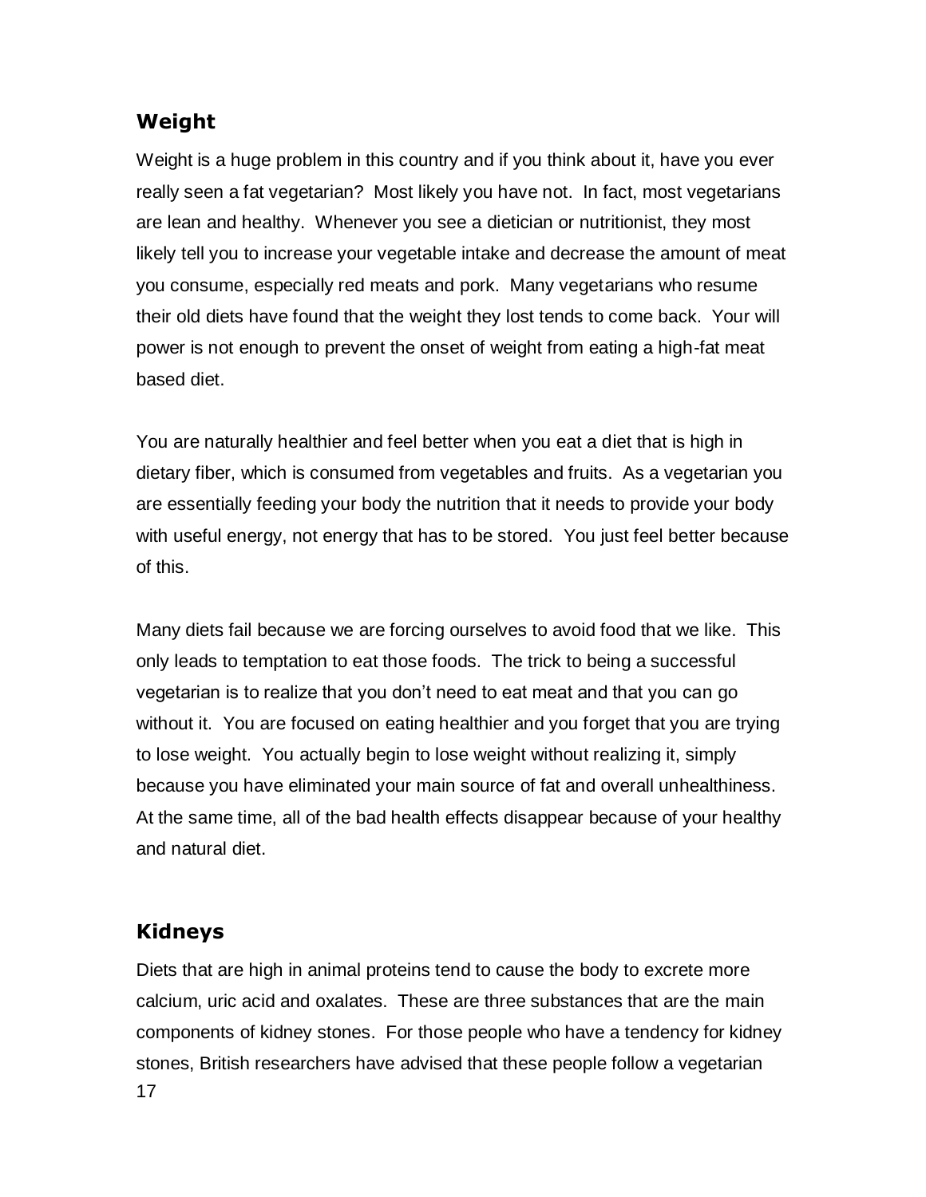## Weight

Weight is a huge problem in this country and if you think about it, have you ever really seen a fat vegetarian? Most likely you have not. In fact, most vegetarians are lean and healthy. Whenever you see a dietician or nutritionist, they most likely tell you to increase your vegetable intake and decrease the amount of meat you consume, especially red meats and pork. Many vegetarians who resume their old diets have found that the weight they lost tends to come back. Your will power is not enough to prevent the onset of weight from eating a high-fat meat based diet.

You are naturally healthier and feel better when you eat a diet that is high in dietary fiber, which is consumed from vegetables and fruits. As a vegetarian you are essentially feeding your body the nutrition that it needs to provide your body with useful energy, not energy that has to be stored. You just feel better because of this.

Many diets fail because we are forcing ourselves to avoid food that we like. This only leads to temptation to eat those foods. The trick to being a successful vegetarian is to realize that you don't need to eat meat and that you can go without it. You are focused on eating healthier and you forget that you are trying to lose weight. You actually begin to lose weight without realizing it, simply because you have eliminated your main source of fat and overall unhealthiness. At the same time, all of the bad health effects disappear because of your healthy and natural diet.

## Kidneys

Diets that are high in animal proteins tend to cause the body to excrete more calcium, uric acid and oxalates. These are three substances that are the main components of kidney stones. For those people who have a tendency for kidney stones, British researchers have advised that these people follow a vegetarian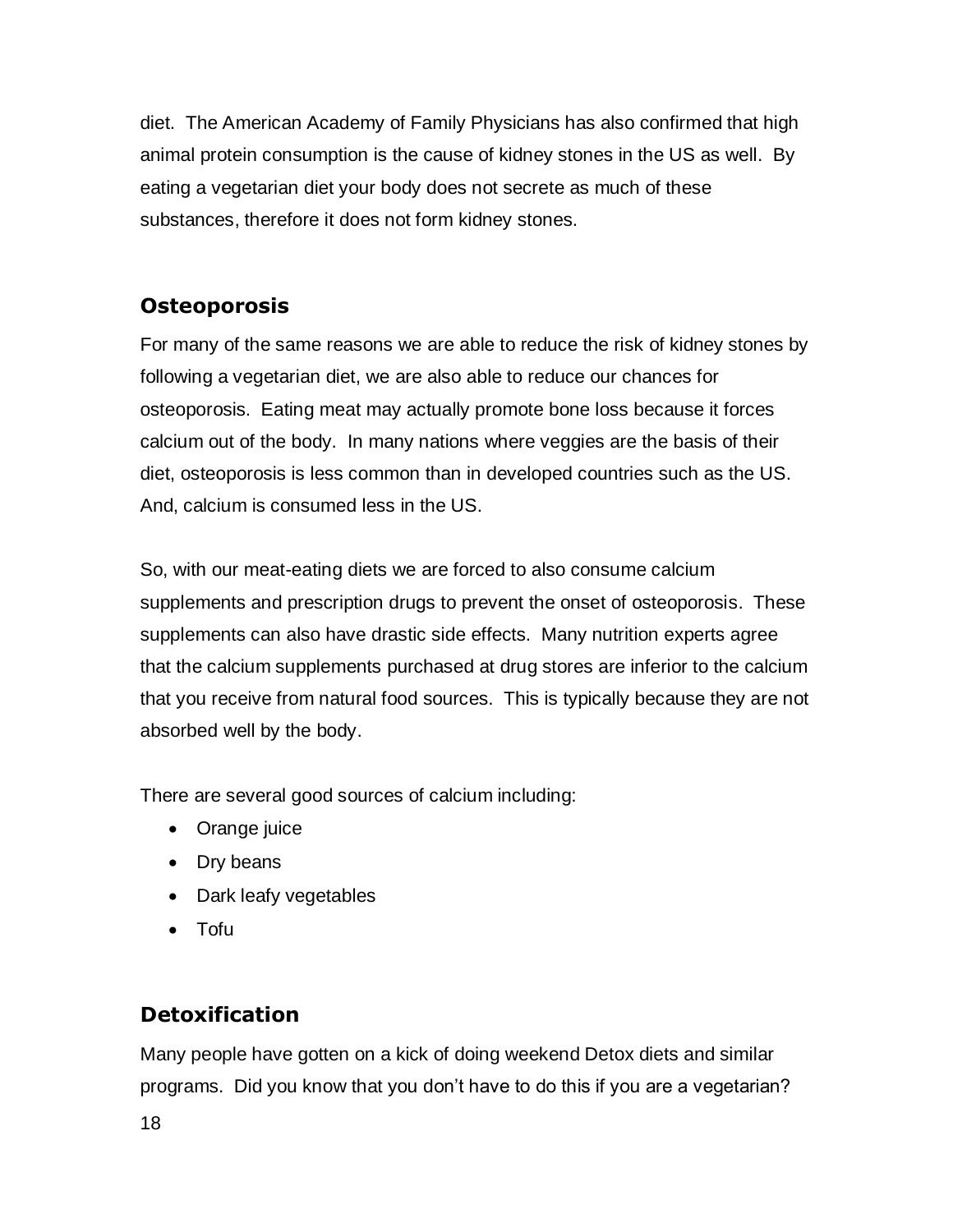diet. The American Academy of Family Physicians has also confirmed that high animal protein consumption is the cause of kidney stones in the US as well. By eating a vegetarian diet your body does not secrete as much of these substances, therefore it does not form kidney stones.

## Osteoporosis

For many of the same reasons we are able to reduce the risk of kidney stones by following a vegetarian diet, we are also able to reduce our chances for osteoporosis. Eating meat may actually promote bone loss because it forces calcium out of the body. In many nations where veggies are the basis of their diet, osteoporosis is less common than in developed countries such as the US. And, calcium is consumed less in the US.

So, with our meat-eating diets we are forced to also consume calcium supplements and prescription drugs to prevent the onset of osteoporosis. These supplements can also have drastic side effects. Many nutrition experts agree that the calcium supplements purchased at drug stores are inferior to the calcium that you receive from natural food sources. This is typically because they are not absorbed well by the body.

There are several good sources of calcium including:

- Orange juice
- Dry beans
- Dark leafy vegetables
- Tofu

## Detoxification

Many people have gotten on a kick of doing weekend Detox diets and similar programs. Did you know that you don't have to do this if you are a vegetarian?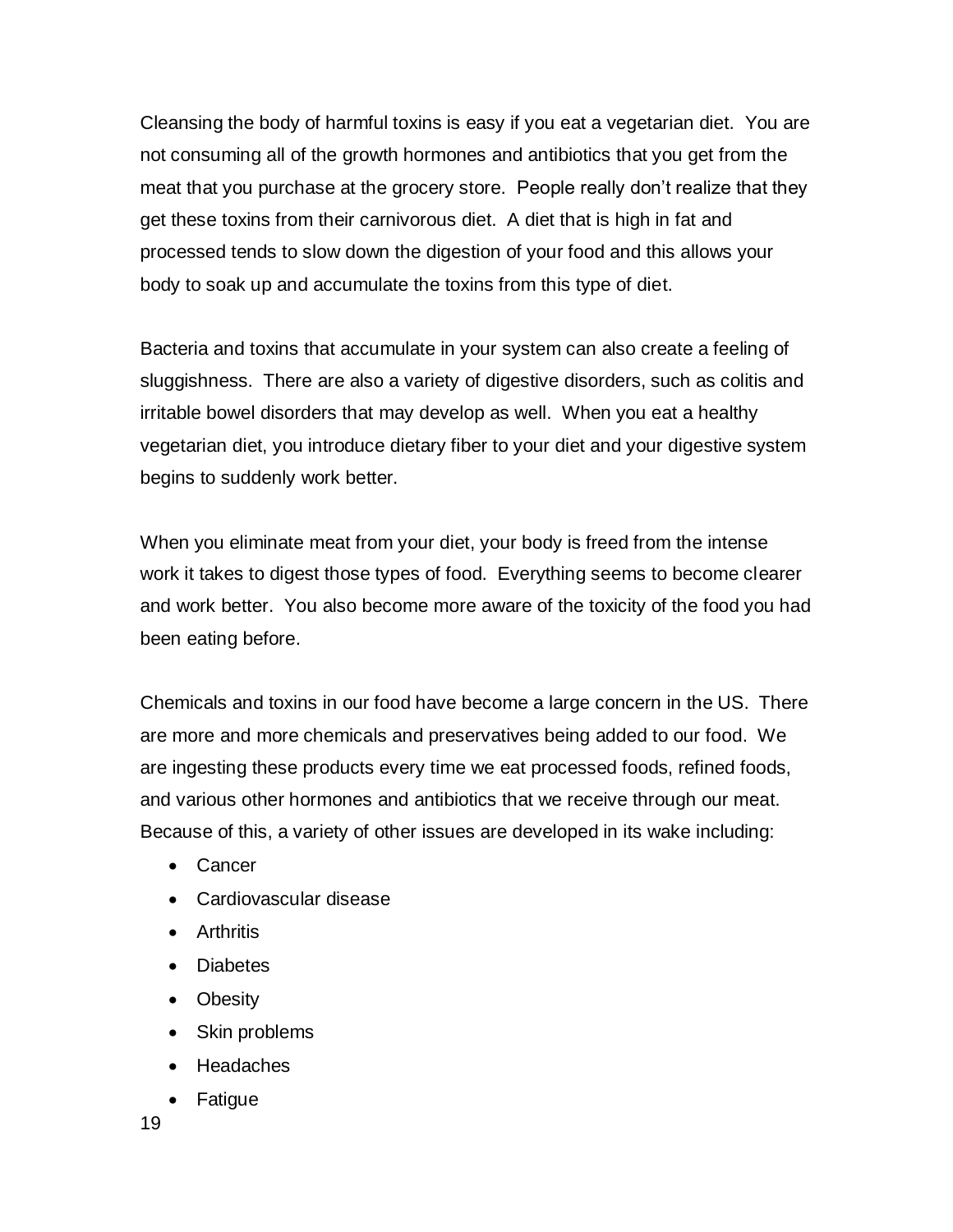Cleansing the body of harmful toxins is easy if you eat a vegetarian diet. You are not consuming all of the growth hormones and antibiotics that you get from the meat that you purchase at the grocery store. People really don't realize that they get these toxins from their carnivorous diet. A diet that is high in fat and processed tends to slow down the digestion of your food and this allows your body to soak up and accumulate the toxins from this type of diet.

Bacteria and toxins that accumulate in your system can also create a feeling of sluggishness. There are also a variety of digestive disorders, such as colitis and irritable bowel disorders that may develop as well. When you eat a healthy vegetarian diet, you introduce dietary fiber to your diet and your digestive system begins to suddenly work better.

When you eliminate meat from your diet, your body is freed from the intense work it takes to digest those types of food. Everything seems to become clearer and work better. You also become more aware of the toxicity of the food you had been eating before.

Chemicals and toxins in our food have become a large concern in the US. There are more and more chemicals and preservatives being added to our food. We are ingesting these products every time we eat processed foods, refined foods, and various other hormones and antibiotics that we receive through our meat. Because of this, a variety of other issues are developed in its wake including:

- Cancer
- Cardiovascular disease
- Arthritis
- Diabetes
- Obesity
- Skin problems
- Headaches
- Fatigue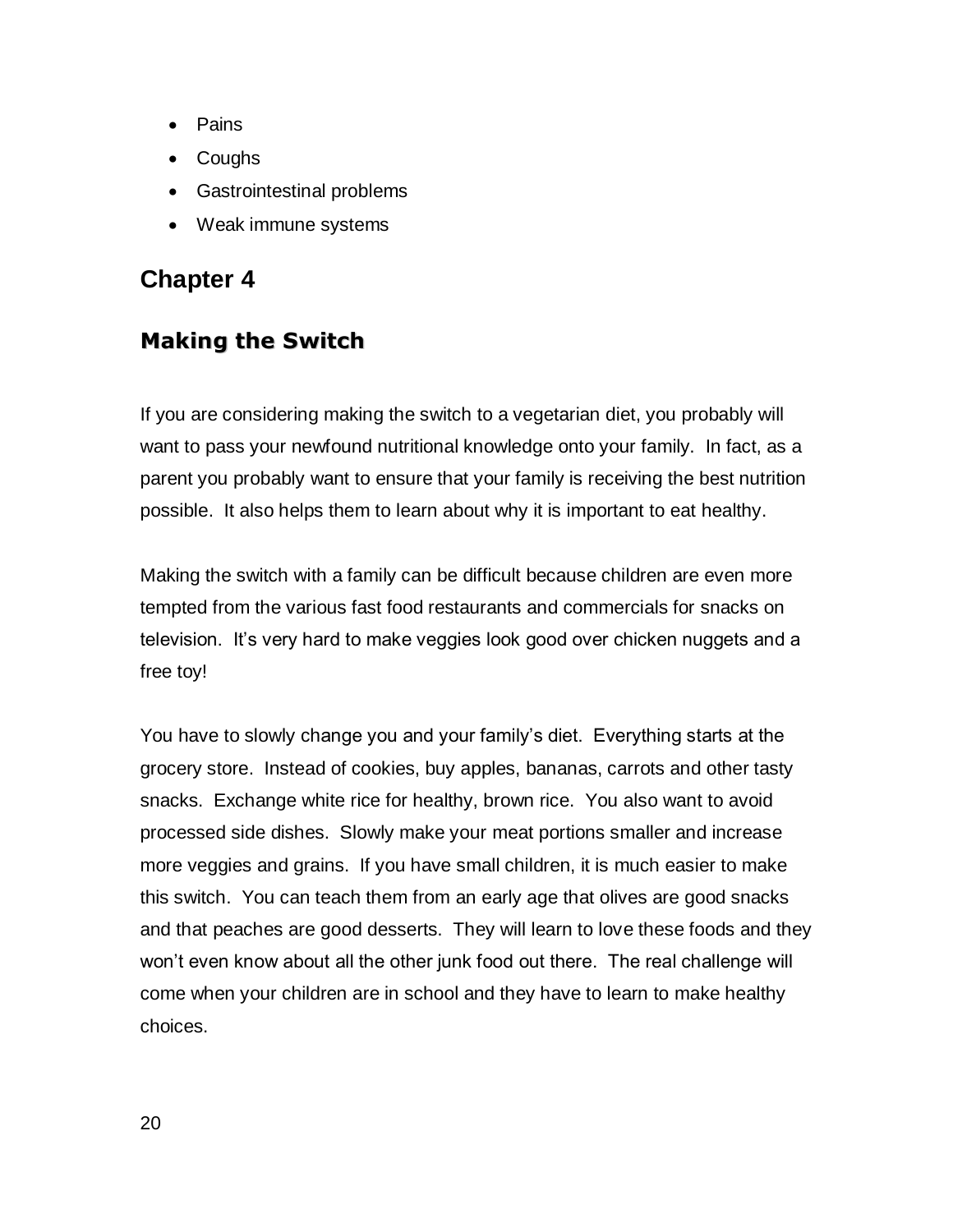- Pains
- Coughs
- Gastrointestinal problems
- Weak immune systems

# Chapter 4

## Making the Switch

If you are considering making the switch to a vegetarian diet, you probably will want to pass your newfound nutritional knowledge onto your family. In fact, as a parent you probably want to ensure that your family is receiving the best nutrition possible. It also helps them to learn about why it is important to eat healthy.

Making the switch with a family can be difficult because children are even more tempted from the various fast food restaurants and commercials for snacks on television. It's very hard to make veggies look good over chicken nuggets and a free toy!

You have to slowly change you and your family's diet. Everything starts at the grocery store. Instead of cookies, buy apples, bananas, carrots and other tasty snacks. Exchange white rice for healthy, brown rice. You also want to avoid processed side dishes. Slowly make your meat portions smaller and increase more veggies and grains. If you have small children, it is much easier to make this switch. You can teach them from an early age that olives are good snacks and that peaches are good desserts. They will learn to love these foods and they won't even know about all the other junk food out there. The real challenge will come when your children are in school and they have to learn to make healthy choices.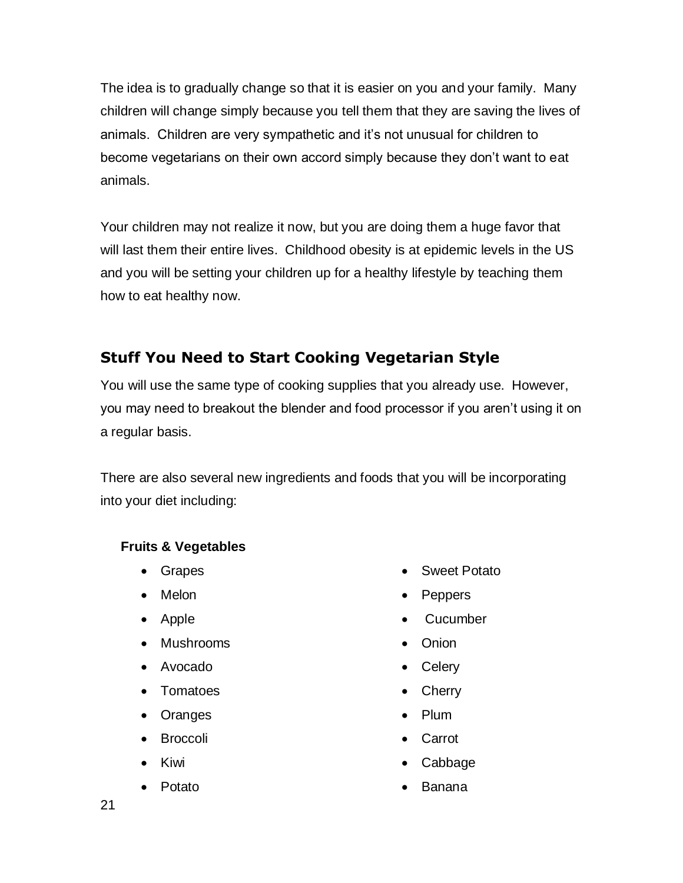The idea is to gradually change so that it is easier on you and your family. Many children will change simply because you tell them that they are saving the lives of animals. Children are very sympathetic and it's not unusual for children to become vegetarians on their own accord simply because they don't want to eat animals.

Your children may not realize it now, but you are doing them a huge favor that will last them their entire lives. Childhood obesity is at epidemic levels in the US and you will be setting your children up for a healthy lifestyle by teaching them how to eat healthy now.

## Stuff You Need to Start Cooking Vegetarian Style

You will use the same type of cooking supplies that you already use. However, you may need to breakout the blender and food processor if you aren't using it on a regular basis.

There are also several new ingredients and foods that you will be incorporating into your diet including:

**Fruits & Vegetables**

- Grapes
- Melon
- Apple
- Mushrooms
- Avocado
- Tomatoes
- Oranges
- Broccoli
- Kiwi
- Potato
- Sweet Potato
- Peppers
- Cucumber
- Onion
- Celery
- Cherry
- Plum
- Carrot
- Cabbage
- Banana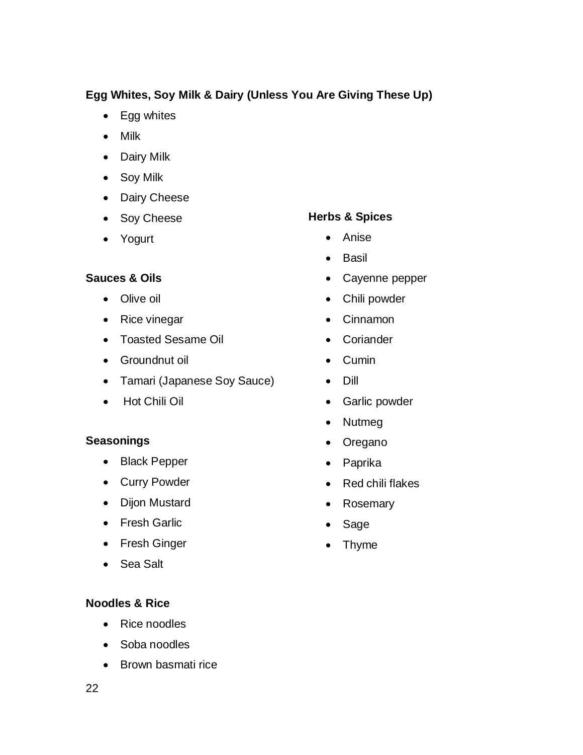**Egg Whites, Soy Milk & Dairy (Unless You Are Giving These Up)**

- Egg whites
- Milk
- Dairy Milk
- Soy Milk
- Dairy Cheese
- Soy Cheese
- Yogurt

**Sauces & Oils**

- Olive oil
- Rice vinegar
- Toasted Sesame Oil
- Groundnut oil
- Tamari (Japanese Soy Sauce)
- Hot Chili Oil

**Seasonings**

- Black Pepper
- Curry Powder
- Dijon Mustard
- Fresh Garlic
- Fresh Ginger
- Sea Salt

**Noodles & Rice**

- Rice noodles
- Soba noodles
- Brown basmati rice

**Herbs & Spices**

- Anise
- Basil
- Cayenne pepper
- Chili powder
- Cinnamon
- Coriander
- Cumin
- Dill
- Garlic powder
- Nutmeg
- Oregano
- Paprika
- Red chili flakes
- Rosemary
- Sage
- Thyme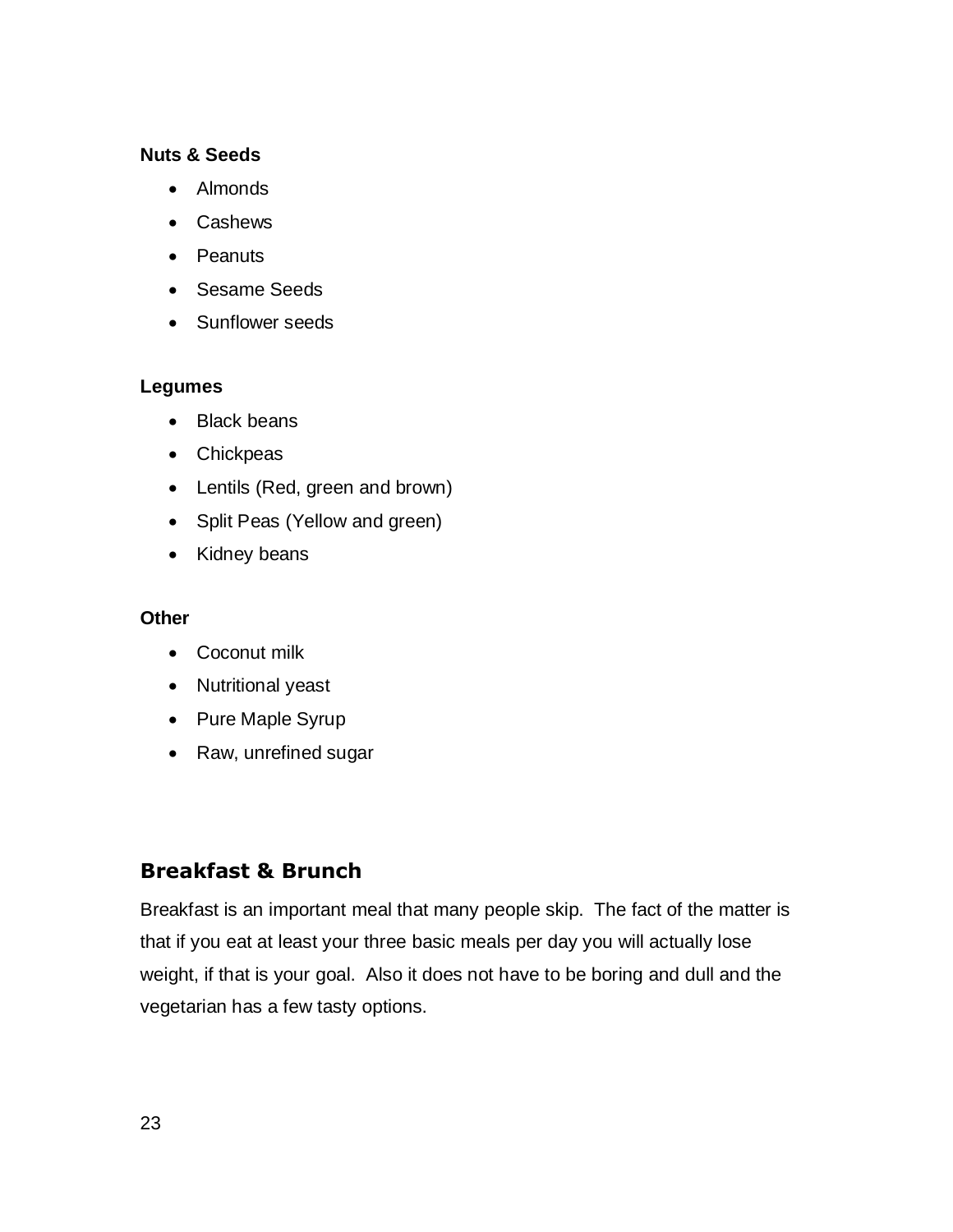**Nuts & Seeds**

- Almonds
- Cashews
- Peanuts
- Sesame Seeds
- Sunflower seeds

**Legumes**

- Black beans
- Chickpeas
- Lentils (Red, green and brown)
- Split Peas (Yellow and green)
- Kidney beans

**Other**

- Coconut milk
- Nutritional yeast
- Pure Maple Syrup
- Raw, unrefined sugar

## Breakfast & Brunch

Breakfast is an important meal that many people skip. The fact of the matter is that if you eat at least your three basic meals per day you will actually lose weight, if that is your goal. Also it does not have to be boring and dull and the vegetarian has a few tasty options.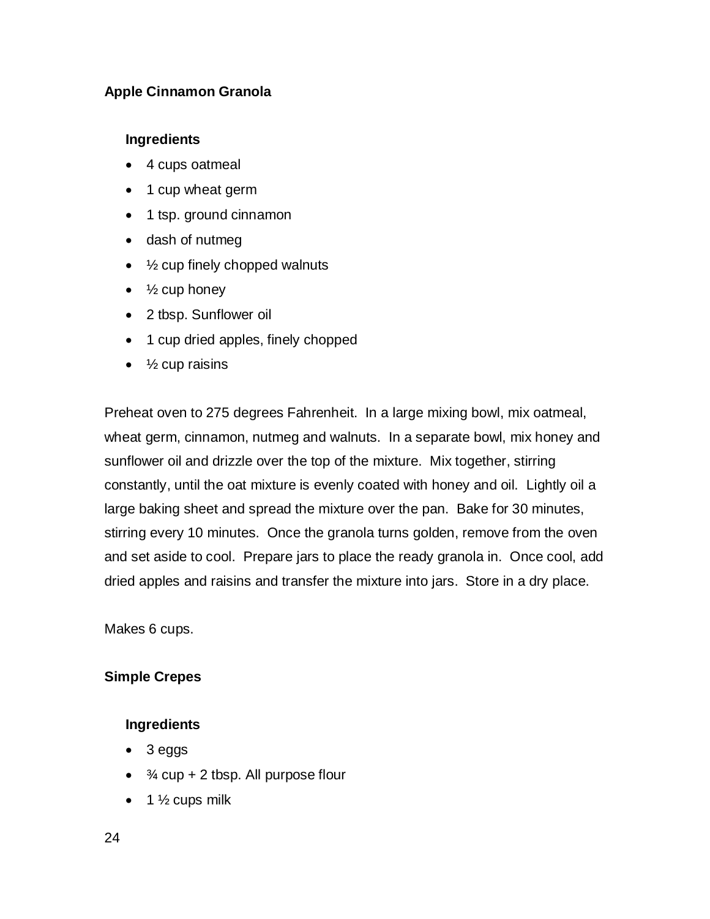## Apple Cinnamon Granola

### Ingredients

- 4 cups oatmeal
- 1 cup wheat germ
- 1 tsp. ground cinnamon
- dash of nutmeg
- ½ cup finely chopped walnuts
- ½ cup honey
- 2 tbsp. Sunflower oil
- 1 cup dried apples, finely chopped
- ½ cup raisins

Preheat oven to 275 degrees Fahrenheit. In a large mixing bowl, mix oatmeal, wheat germ, cinnamon, nutmeg and walnuts. In a separate bowl, mix honey and sunflower oil and drizzle over the top of the mixture. Mix together, stirring constantly, until the oat mixture is evenly coated with honey and oil. Lightly oil a large baking sheet and spread the mixture over the pan. Bake for 30 minutes, stirring every 10 minutes. Once the granola turns golden, remove from the oven and set aside to cool. Prepare jars to place the ready granola in. Once cool, add dried apples and raisins and transfer the mixture into jars. Store in a dry place.

Makes 6 cups.

## Simple Crepes

### Ingredients

- 3 eggs
- ¾ cup + 2 tbsp. All purpose flour
- 1 ½ cups milk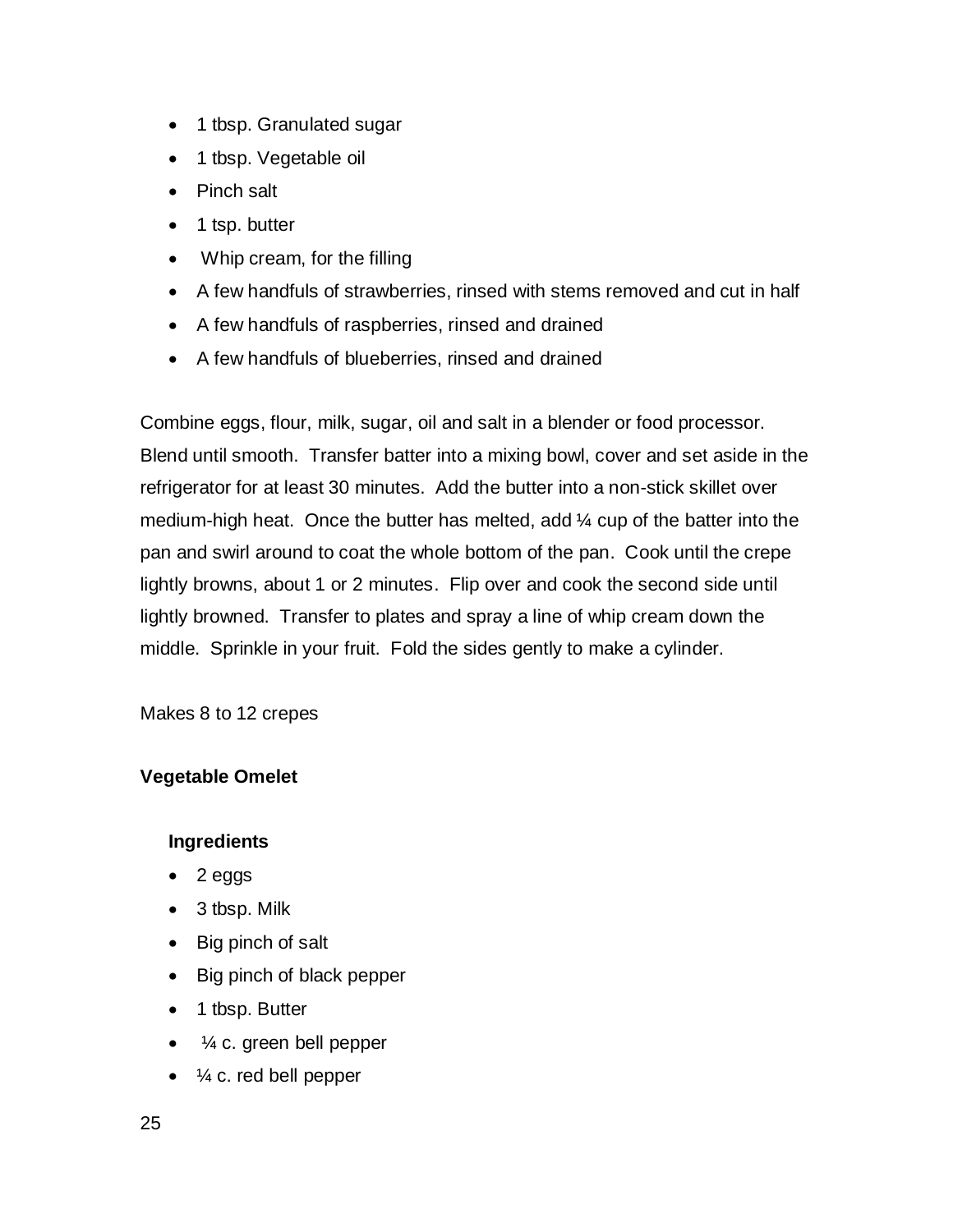- 1 tbsp. Granulated sugar
- 1 tbsp. Vegetable oil
- Pinch salt
- 1 tsp. butter
- Whip cream, for the filling
- A few handfuls of strawberries, rinsed with stems removed and cut in half
- A few handfuls of raspberries, rinsed and drained
- A few handfuls of blueberries, rinsed and drained

Combine eggs, flour, milk, sugar, oil and salt in a blender or food processor. Blend until smooth. Transfer batter into a mixing bowl, cover and set aside in the refrigerator for at least 30 minutes. Add the butter into a non-stick skillet over medium-high heat. Once the butter has melted, add ¼ cup of the batter into the pan and swirl around to coat the whole bottom of the pan. Cook until the crepe lightly browns, about 1 or 2 minutes. Flip over and cook the second side until lightly browned. Transfer to plates and spray a line of whip cream down the middle. Sprinkle in your fruit. Fold the sides gently to make a cylinder.

Makes 8 to 12 crepes

**Vegetable Omelet**

**Ingredients**

- 2 eggs
- 3 tbsp. Milk
- Big pinch of salt
- Big pinch of black pepper
- 1 tbsp. Butter
- ¼ c. green bell pepper
- ¼ c. red bell pepper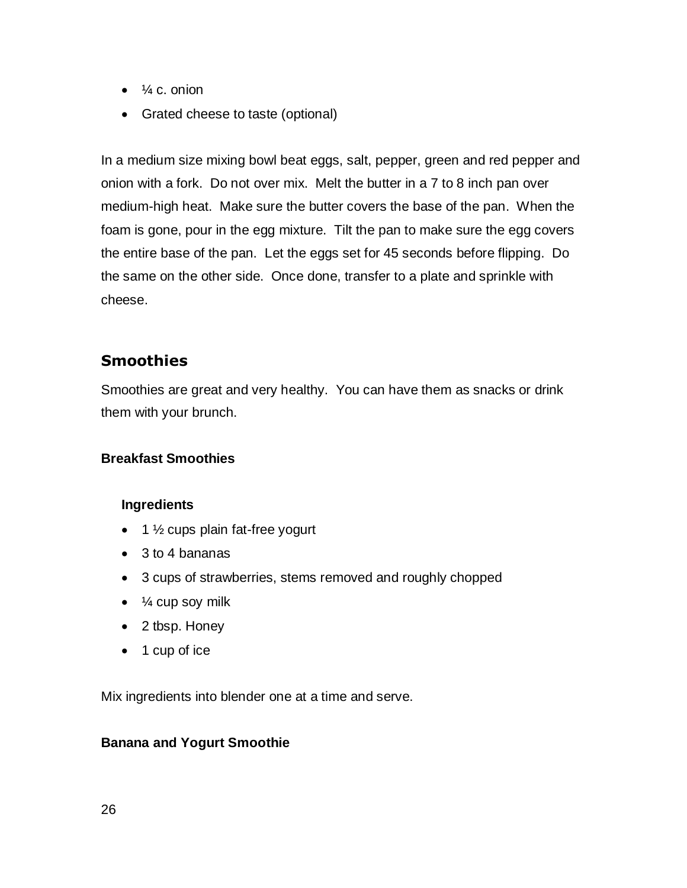- ¼ c. onion
- Grated cheese to taste (optional)

In a medium size mixing bowl beat eggs, salt, pepper, green and red pepper and onion with a fork. Do not over mix. Melt the butter in a 7 to 8 inch pan over medium-high heat. Make sure the butter covers the base of the pan. When the foam is gone, pour in the egg mixture. Tilt the pan to make sure the egg covers the entire base of the pan. Let the eggs set for 45 seconds before flipping. Do the same on the other side. Once done, transfer to a plate and sprinkle with cheese.

## Smoothies

Smoothies are great and very healthy. You can have them as snacks or drink them with your brunch.

### Breakfast Smoothies

**Ingredients**

- 1 ½ cups plain fat-free yogurt
- 3 to 4 bananas
- 3 cups of strawberries, stems removed and roughly chopped
- ¼ cup soy milk
- 2 tbsp. Honey
- 1 cup of ice

Mix ingredients into blender one at a time and serve.

### Banana and Yogurt Smoothie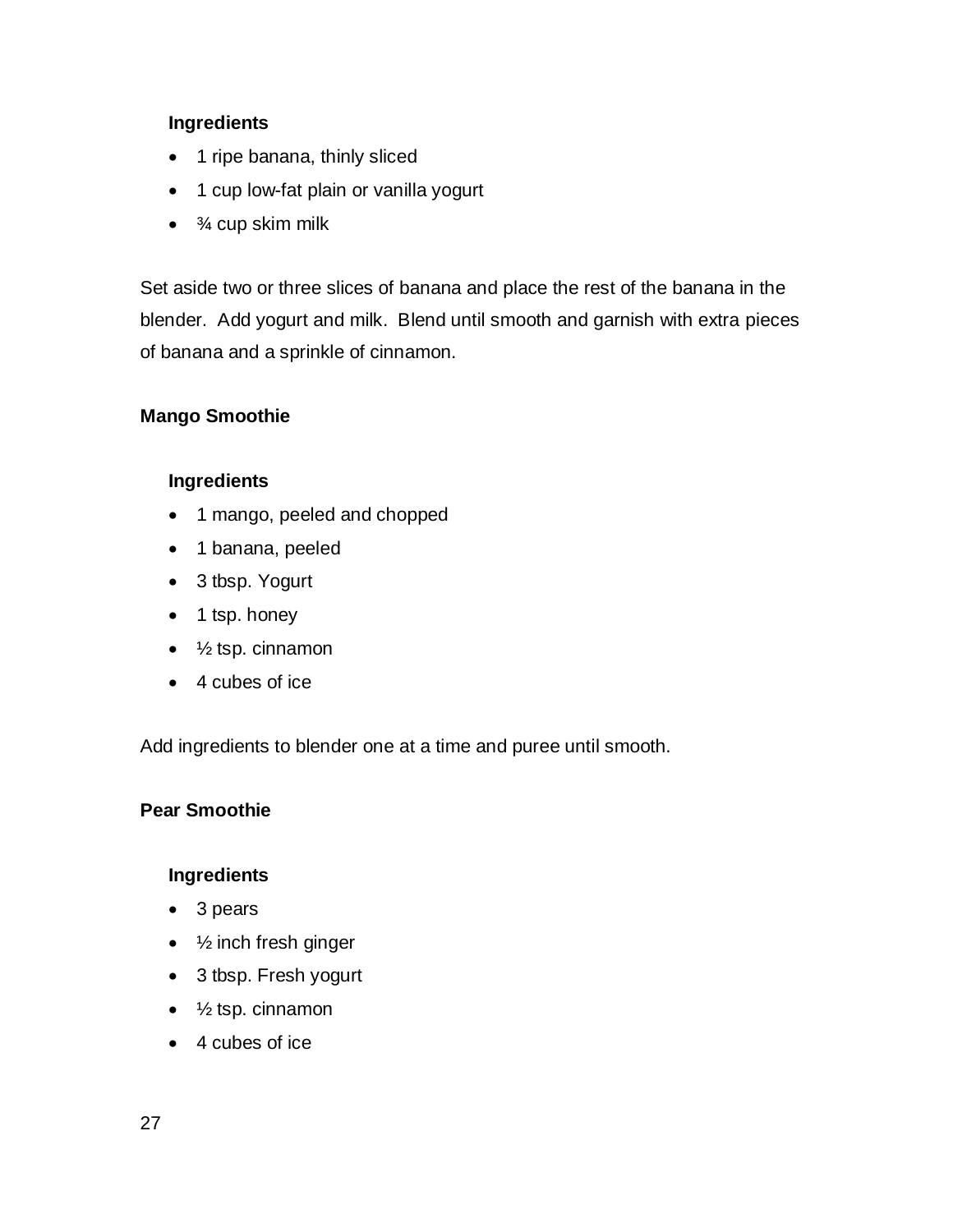**Ingredients**

- 1 ripe banana, thinly sliced
- 1 cup low-fat plain or vanilla yogurt
- ¾ cup skim milk

Set aside two or three slices of banana and place the rest of the banana in the blender. Add yogurt and milk. Blend until smooth and garnish with extra pieces of banana and a sprinkle of cinnamon.

**Mango Smoothie**

**Ingredients**

- 1 mango, peeled and chopped
- 1 banana, peeled
- 3 tbsp. Yogurt
- 1 tsp. honey
- ½ tsp. cinnamon
- 4 cubes of ice

Add ingredients to blender one at a time and puree until smooth.

**Pear Smoothie**

**Ingredients**

- 3 pears
- ½ inch fresh ginger
- 3 tbsp. Fresh yogurt
- ½ tsp. cinnamon
- 4 cubes of ice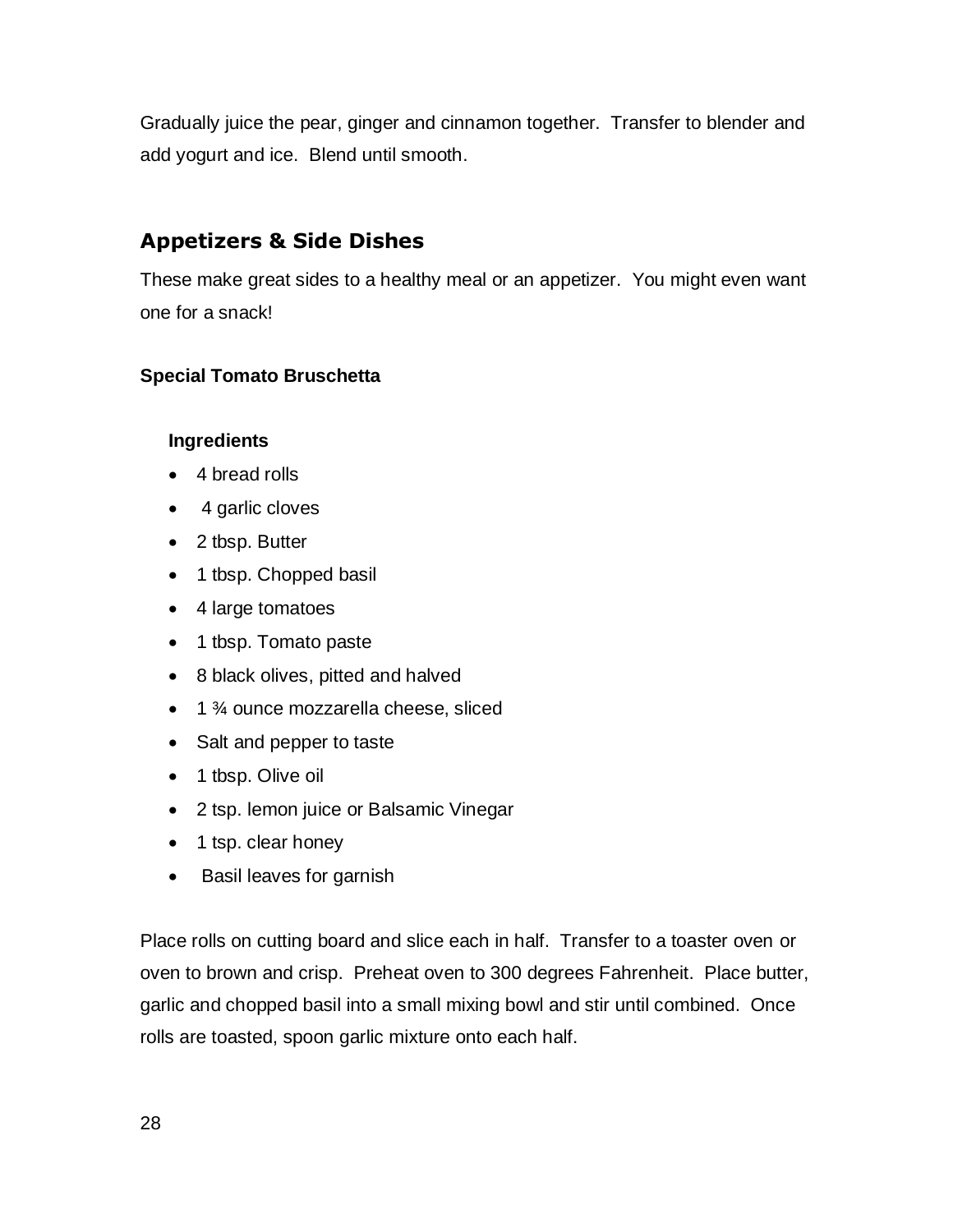Gradually juice the pear, ginger and cinnamon together. Transfer to blender and add yogurt and ice. Blend until smooth.

## Appetizers & Side Dishes

These make great sides to a healthy meal or an appetizer. You might even want one for a snack!

**Special Tomato Bruschetta**

**Ingredients**

- 4 bread rolls
- 4 garlic cloves
- 2 tbsp. Butter
- 1 tbsp. Chopped basil
- 4 large tomatoes
- 1 tbsp. Tomato paste
- 8 black olives, pitted and halved
- 1 ¾ ounce mozzarella cheese, sliced
- Salt and pepper to taste
- 1 tbsp. Olive oil
- 2 tsp. lemon juice or Balsamic Vinegar
- 1 tsp. clear honey
- Basil leaves for garnish

Place rolls on cutting board and slice each in half. Transfer to a toaster oven or oven to brown and crisp. Preheat oven to 300 degrees Fahrenheit. Place butter, garlic and chopped basil into a small mixing bowl and stir until combined. Once rolls are toasted, spoon garlic mixture onto each half.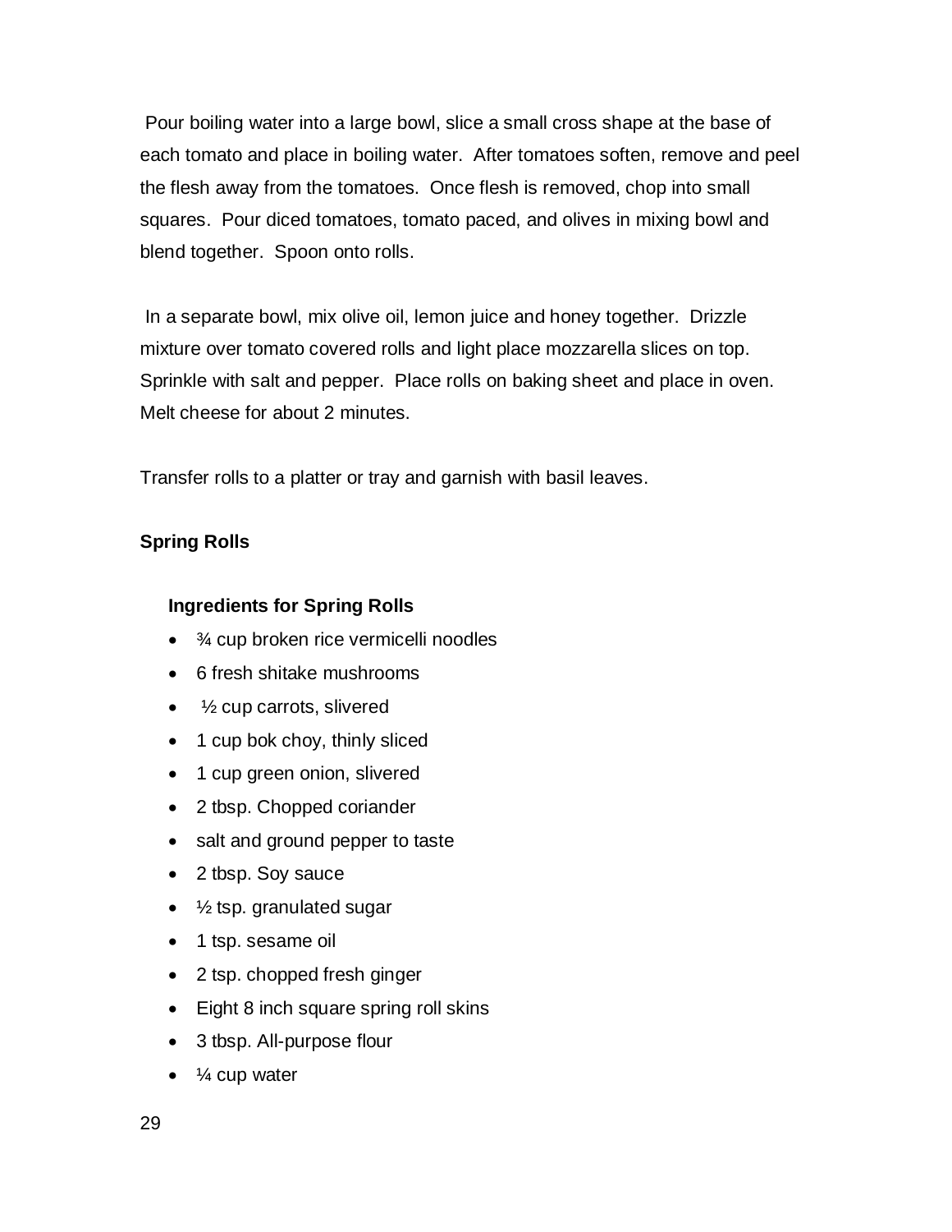Pour boiling water into a large bowl, slice a small cross shape at the base of each tomato and place in boiling water. After tomatoes soften, remove and peel the flesh away from the tomatoes. Once flesh is removed, chop into small squares. Pour diced tomatoes, tomato paced, and olives in mixing bowl and blend together. Spoon onto rolls.

In a separate bowl, mix olive oil, lemon juice and honey together. Drizzle mixture over tomato covered rolls and light place mozzarella slices on top. Sprinkle with salt and pepper. Place rolls on baking sheet and place in oven. Melt cheese for about 2 minutes.

Transfer rolls to a platter or tray and garnish with basil leaves.

**Spring Rolls**

**Ingredients for Spring Rolls**

- ¾ cup broken rice vermicelli noodles
- 6 fresh shitake mushrooms
- ½ cup carrots, slivered
- 1 cup bok choy, thinly sliced
- 1 cup green onion, slivered
- 2 tbsp. Chopped coriander
- salt and ground pepper to taste
- 2 tbsp. Soy sauce
- ½ tsp. granulated sugar
- 1 tsp. sesame oil
- 2 tsp. chopped fresh ginger
- Eight 8 inch square spring roll skins
- 3 tbsp. All-purpose flour
- ¼ cup water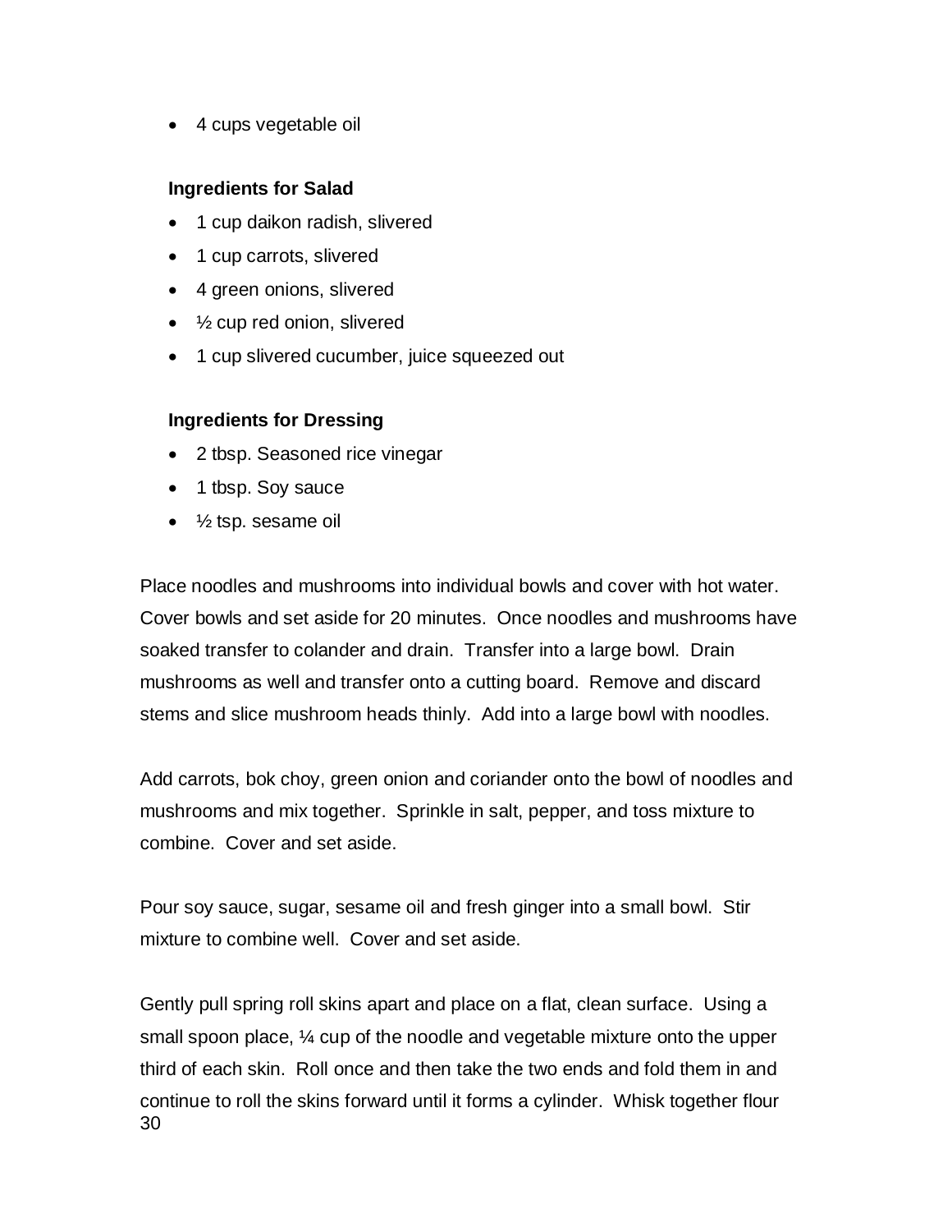- 4 cups vegetable oil

**Ingredients for Salad**

- 1 cup daikon radish, slivered
- 1 cup carrots, slivered
- 4 green onions, slivered
- ½ cup red onion, slivered
- 1 cup slivered cucumber, juice squeezed out

**Ingredients for Dressing**

- 2 tbsp. Seasoned rice vinegar
- 1 tbsp. Soy sauce
- ½ tsp. sesame oil

Place noodles and mushrooms into individual bowls and cover with hot water. Cover bowls and set aside for 20 minutes. Once noodles and mushrooms have soaked transfer to colander and drain. Transfer into a large bowl. Drain mushrooms as well and transfer onto a cutting board. Remove and discard stems and slice mushroom heads thinly. Add into a large bowl with noodles.

Add carrots, bok choy, green onion and coriander onto the bowl of noodles and mushrooms and mix together. Sprinkle in salt, pepper, and toss mixture to combine. Cover and set aside.

Pour soy sauce, sugar, sesame oil and fresh ginger into a small bowl. Stir mixture to combine well. Cover and set aside.

Gently pull spring roll skins apart and place on a flat, clean surface. Using a small spoon place, ¼ cup of the noodle and vegetable mixture onto the upper third of each skin. Roll once and then take the two ends and fold them in and continue to roll the skins forward until it forms a cylinder. Whisk together flour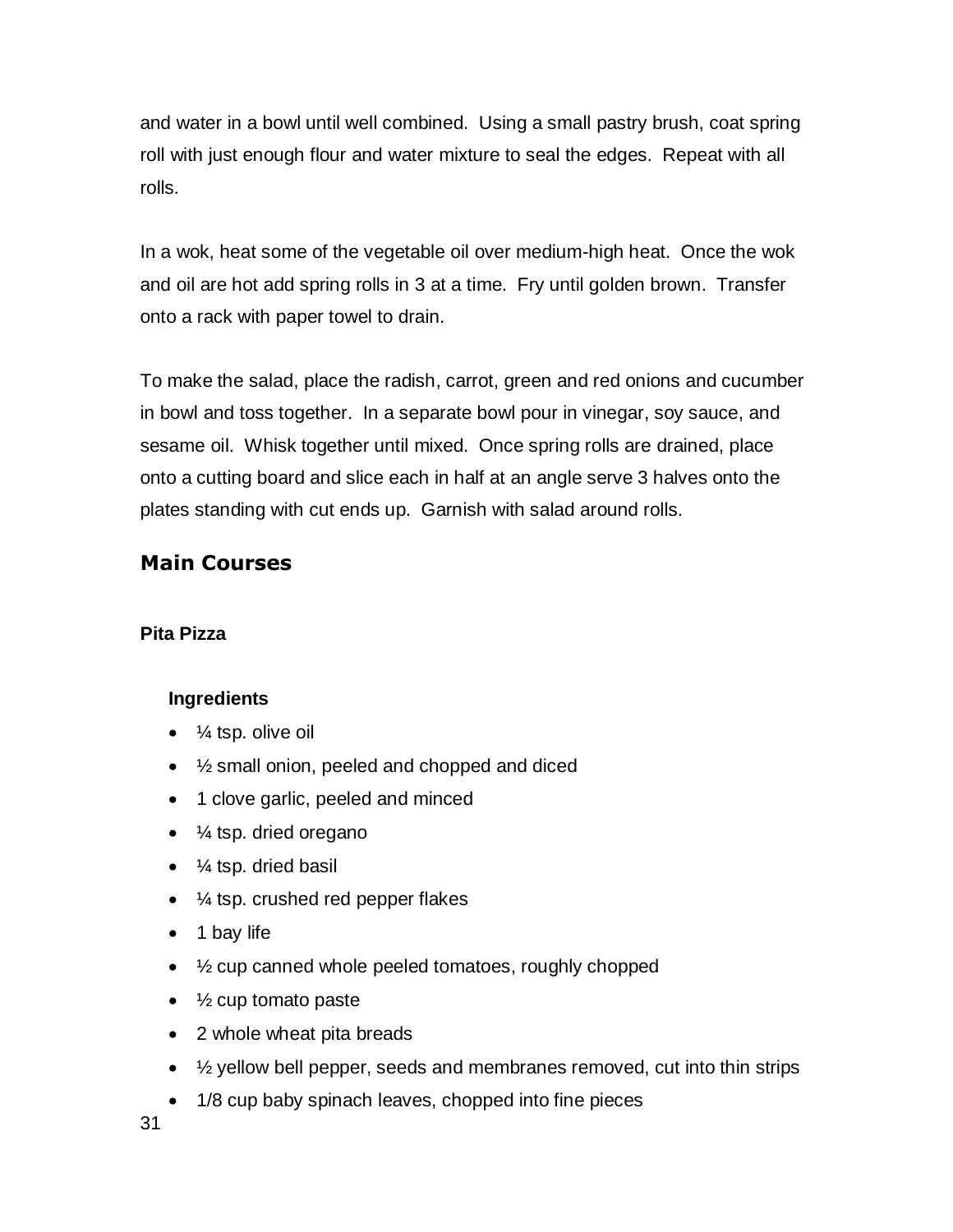and water in a bowl until well combined. Using a small pastry brush, coat spring roll with just enough flour and water mixture to seal the edges. Repeat with all rolls.

In a wok, heat some of the vegetable oil over medium-high heat. Once the wok and oil are hot add spring rolls in 3 at a time. Fry until golden brown. Transfer onto a rack with paper towel to drain.

To make the salad, place the radish, carrot, green and red onions and cucumber in bowl and toss together. In a separate bowl pour in vinegar, soy sauce, and sesame oil. Whisk together until mixed. Once spring rolls are drained, place onto a cutting board and slice each in half at an angle serve 3 halves onto the plates standing with cut ends up. Garnish with salad around rolls.

## Main Courses

### Pita Pizza

#### Ingredients

- ¼ tsp. olive oil
- ½ small onion, peeled and chopped and diced
- 1 clove garlic, peeled and minced
- ¼ tsp. dried oregano
- ¼ tsp. dried basil
- ¼ tsp. crushed red pepper flakes
- 1 bay life
- ½ cup canned whole peeled tomatoes, roughly chopped
- ½ cup tomato paste
- 2 whole wheat pita breads
- ½ yellow bell pepper, seeds and membranes removed, cut into thin strips
- 1/8 cup baby spinach leaves, chopped into fine pieces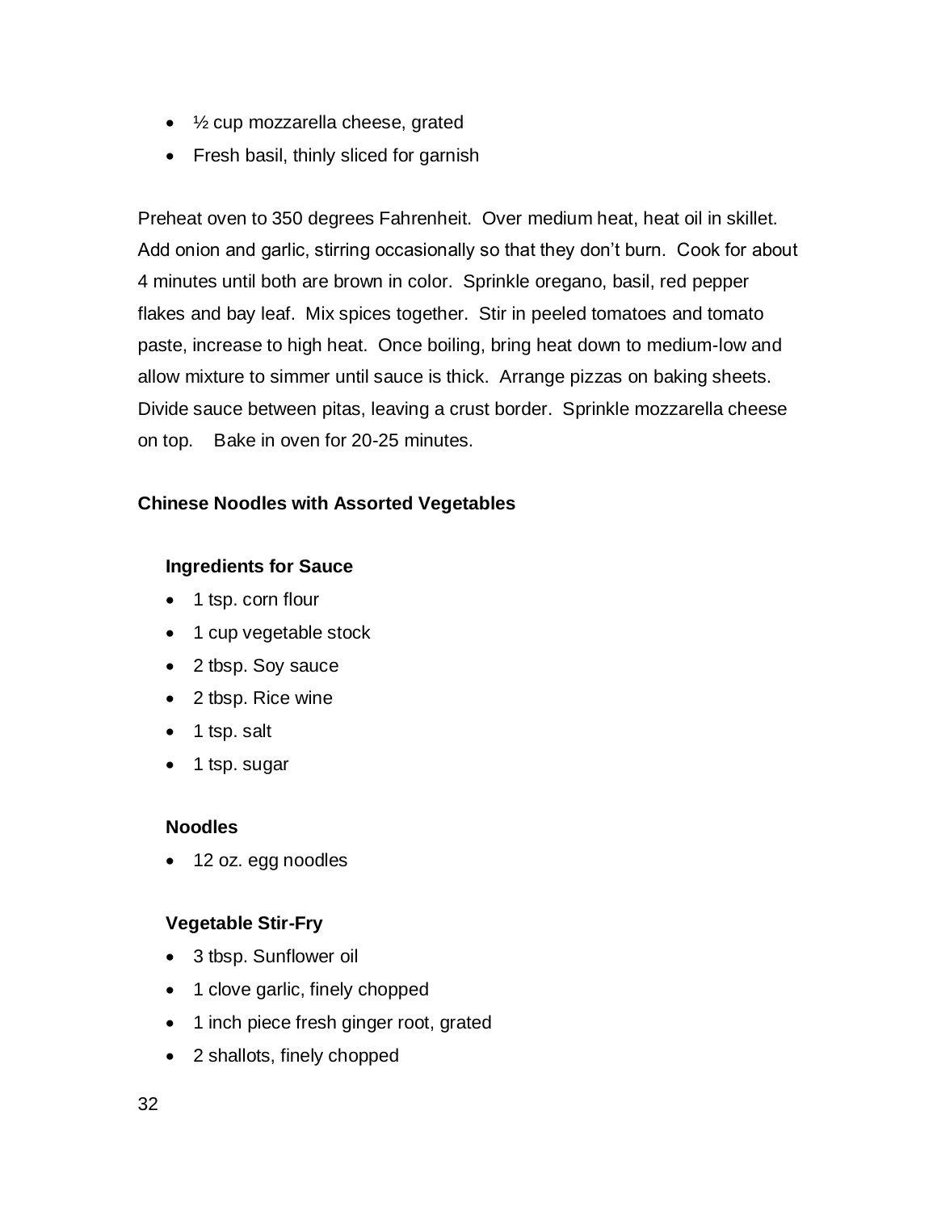- ½ cup mozzarella cheese, grated
- Fresh basil, thinly sliced for garnish

Preheat oven to 350 degrees Fahrenheit. Over medium heat, heat oil in skillet. Add onion and garlic, stirring occasionally so that they don't burn. Cook for about 4 minutes until both are brown in color. Sprinkle oregano, basil, red pepper flakes and bay leaf. Mix spices together. Stir in peeled tomatoes and tomato paste, increase to high heat. Once boiling, bring heat down to medium-low and allow mixture to simmer until sauce is thick. Arrange pizzas on baking sheets. Divide sauce between pitas, leaving a crust border. Sprinkle mozzarella cheese on top. Bake in oven for 20-25 minutes.

## Chinese Noodles with Assorted Vegetables

### Ingredients for Sauce

- 1 tsp. corn flour
- 1 cup vegetable stock
- 2 tbsp. Soy sauce
- 2 tbsp. Rice wine
- 1 tsp. salt
- 1 tsp. sugar

### Noodles

- 12 oz. egg noodles

### Vegetable Stir-Fry

- 3 tbsp. Sunflower oil
- 1 clove garlic, finely chopped
- 1 inch piece fresh ginger root, grated
- 2 shallots, finely chopped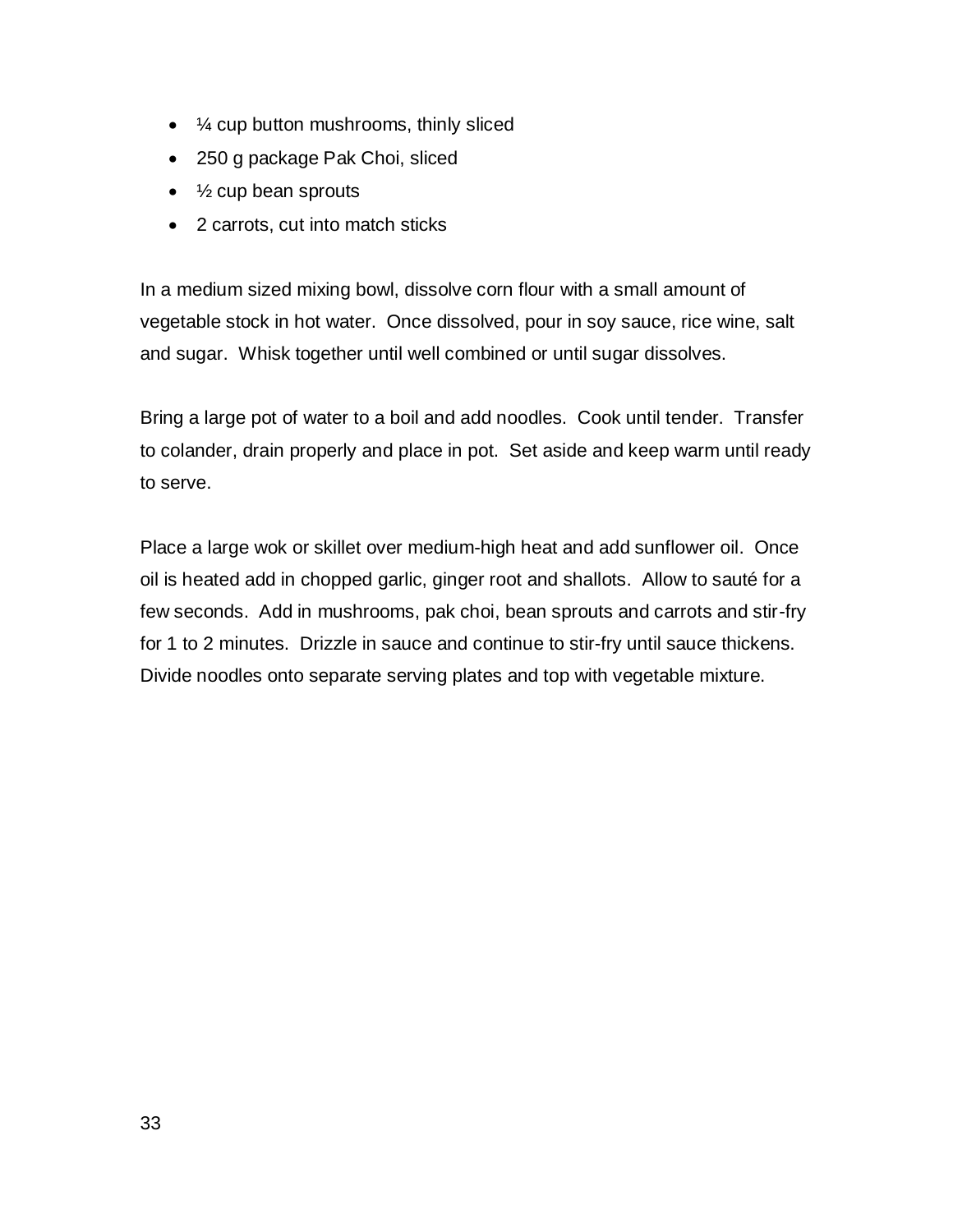- ¼ cup button mushrooms, thinly sliced
- 250 g package Pak Choi, sliced
- ½ cup bean sprouts
- 2 carrots, cut into match sticks

In a medium sized mixing bowl, dissolve corn flour with a small amount of vegetable stock in hot water. Once dissolved, pour in soy sauce, rice wine, salt and sugar. Whisk together until well combined or until sugar dissolves.

Bring a large pot of water to a boil and add noodles. Cook until tender. Transfer to colander, drain properly and place in pot. Set aside and keep warm until ready to serve.

Place a large wok or skillet over medium-high heat and add sunflower oil. Once oil is heated add in chopped garlic, ginger root and shallots. Allow to sauté for a few seconds. Add in mushrooms, pak choi, bean sprouts and carrots and stir-fry for 1 to 2 minutes. Drizzle in sauce and continue to stir-fry until sauce thickens. Divide noodles onto separate serving plates and top with vegetable mixture.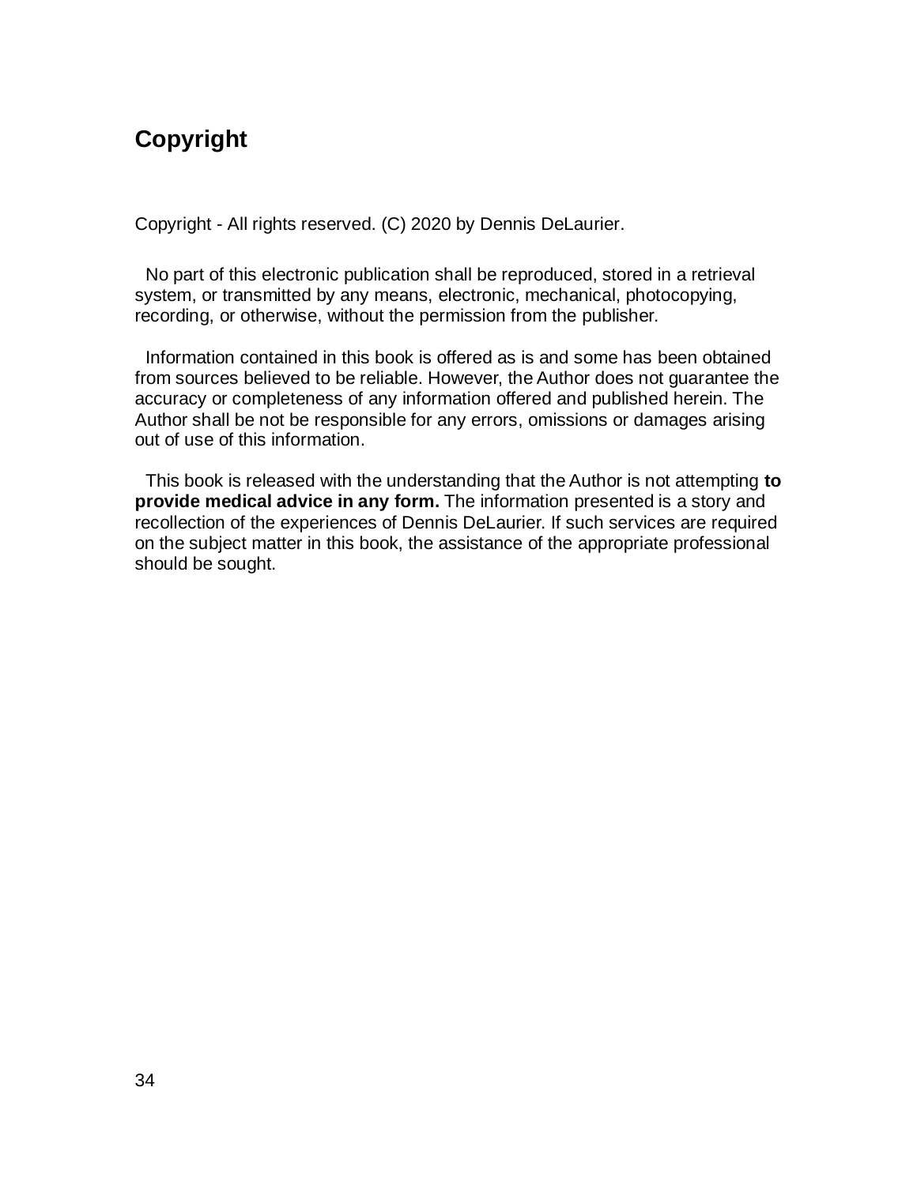## Copyright

Copyright - All rights reserved. (C) 2020 by Dennis DeLaurier.

No part of this electronic publication shall be reproduced, stored in a retrieval system, or transmitted by any means, electronic, mechanical, photocopying, recording, or otherwise, without the permission from the publisher.

Information contained in this book is offered as is and some has been obtained from sources believed to be reliable. However, the Author does not guarantee the accuracy or completeness of any information offered and published herein. The Author shall be not be responsible for any errors, omissions or damages arising out of use of this information.

This book is released with the understanding that the Author is not attempting **to provide medical advice in any form.** The information presented is a story and recollection of the experiences of Dennis DeLaurier. If such services are required on the subject matter in this book, the assistance of the appropriate professional should be sought.